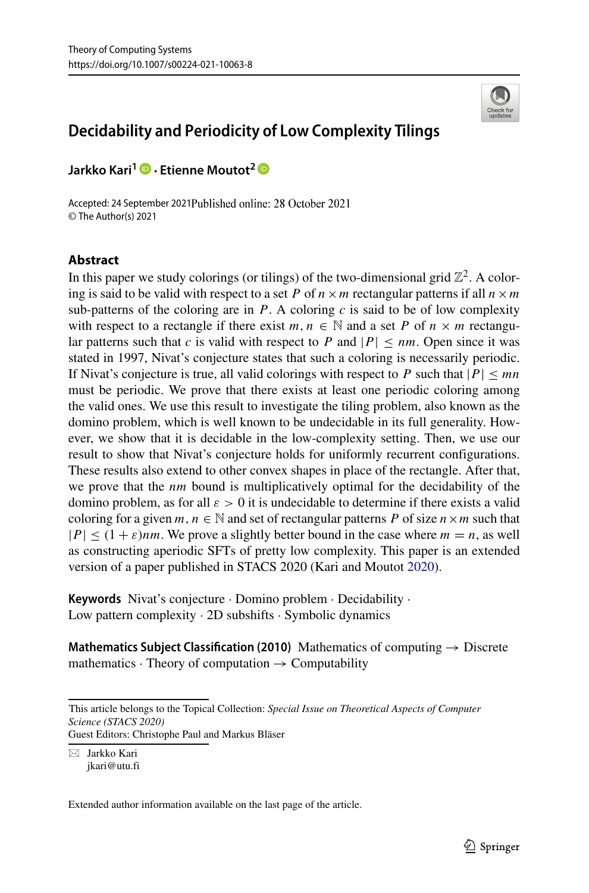# Decidability and Periodicity of Low Complexity Tilings

**Jarkko Kari[1] · Etienne Moutot[2]**

Accepted: 24 September 2021 Published online: 28 October 2021
© The Author(s) 2021

## Abstract

In this paper we study colorings (or tilings) of the two-dimensional grid $\mathbb{Z}^2$. A coloring is said to be valid with respect to a set $P$ of $n \times m$ rectangular patterns if all $n \times m$ sub-patterns of the coloring are in $P$. A coloring $c$ is said to be of low complexity with respect to a rectangle if there exist $m, n \in \mathbb{N}$ and a set $P$ of $n \times m$ rectangular patterns such that $c$ is valid with respect to $P$ and $|P| \leq nm$. Open since it was stated in 1997, Nivat's conjecture states that such a coloring is necessarily periodic. If Nivat's conjecture is true, all valid colorings with respect to $P$ such that $|P| \leq mn$ must be periodic. We prove that there exists at least one periodic coloring among the valid ones. We use this result to investigate the tiling problem, also known as the domino problem, which is well known to be undecidable in its full generality. However, we show that it is decidable in the low-complexity setting. Then, we use our result to show that Nivat's conjecture holds for uniformly recurrent configurations. These results also extend to other convex shapes in place of the rectangle. After that, we prove that the $nm$ bound is multiplicatively optimal for the decidability of the domino problem, as for all $\varepsilon > 0$ it is undecidable to determine if there exists a valid coloring for a given $m, n \in \mathbb{N}$ and set of rectangular patterns $P$ of size $n \times m$ such that $|P| \leq (1 + \varepsilon)nm$. We prove a slightly better bound in the case where $m = n$, as well as constructing aperiodic SFTs of pretty low complexity. This paper is an extended version of a paper published in STACS 2020 (Kari and Moutot 2020).

**Keywords** Nivat's conjecture · Domino problem · Decidability · Low pattern complexity · 2D subshifts · Symbolic dynamics

**Mathematics Subject Classification (2010)** Mathematics of computing → Discrete mathematics · Theory of computation → Computability

---

This article belongs to the Topical Collection: *Special Issue on Theoretical Aspects of Computer Science (STACS 2020)*
Guest Editors: Christophe Paul and Markus Bläser

✉ Jarkko Kari
jkari@utu.fi

Extended author information available on the last page of the article.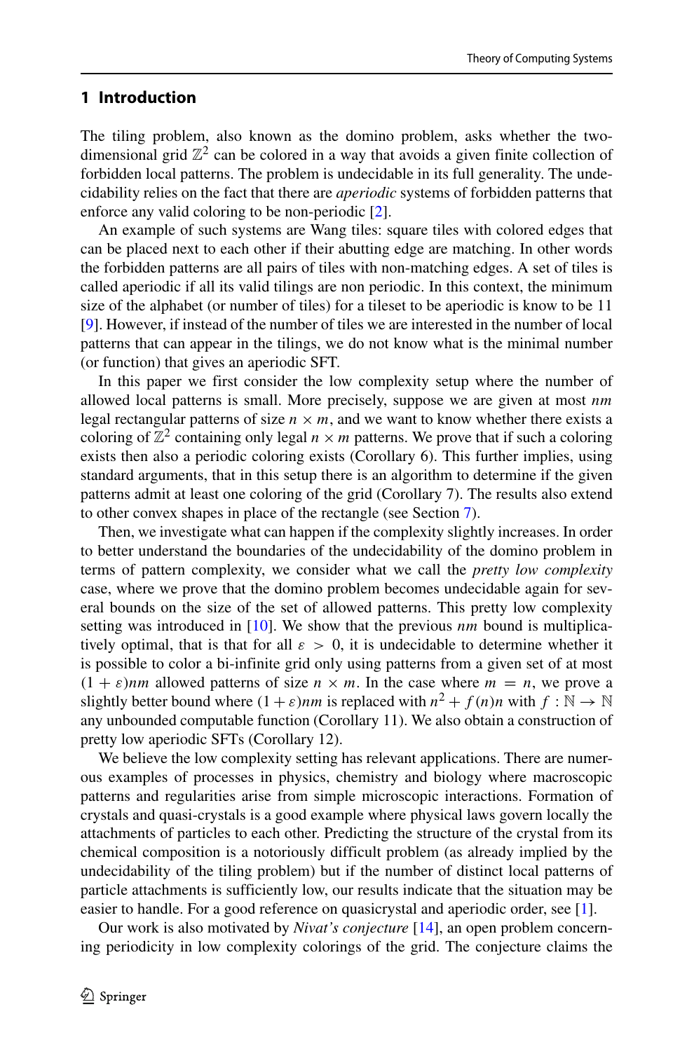## 1 Introduction

The tiling problem, also known as the domino problem, asks whether the two-dimensional grid $\mathbb{Z}^2$ can be colored in a way that avoids a given finite collection of forbidden local patterns. The problem is undecidable in its full generality. The undecidability relies on the fact that there are *aperiodic* systems of forbidden patterns that enforce any valid coloring to be non-periodic [2].

An example of such systems are Wang tiles: square tiles with colored edges that can be placed next to each other if their abutting edge are matching. In other words the forbidden patterns are all pairs of tiles with non-matching edges. A set of tiles is called aperiodic if all its valid tilings are non periodic. In this context, the minimum size of the alphabet (or number of tiles) for a tileset to be aperiodic is know to be 11 [9]. However, if instead of the number of tiles we are interested in the number of local patterns that can appear in the tilings, we do not know what is the minimal number (or function) that gives an aperiodic SFT.

In this paper we first consider the low complexity setup where the number of allowed local patterns is small. More precisely, suppose we are given at most $nm$ legal rectangular patterns of size $n \times m$, and we want to know whether there exists a coloring of $\mathbb{Z}^2$ containing only legal $n \times m$ patterns. We prove that if such a coloring exists then also a periodic coloring exists (Corollary 6). This further implies, using standard arguments, that in this setup there is an algorithm to determine if the given patterns admit at least one coloring of the grid (Corollary 7). The results also extend to other convex shapes in place of the rectangle (see Section 7).

Then, we investigate what can happen if the complexity slightly increases. In order to better understand the boundaries of the undecidability of the domino problem in terms of pattern complexity, we consider what we call the *pretty low complexity* case, where we prove that the domino problem becomes undecidable again for several bounds on the size of the set of allowed patterns. This pretty low complexity setting was introduced in [10]. We show that the previous $nm$ bound is multiplicatively optimal, that is that for all $\varepsilon > 0$, it is undecidable to determine whether it is possible to color a bi-infinite grid only using patterns from a given set of at most $(1+\varepsilon)nm$ allowed patterns of size $n \times m$. In the case where $m = n$, we prove a slightly better bound where $(1+\varepsilon)nm$ is replaced with $n^2 + f(n)n$ with $f : \mathbb{N} \to \mathbb{N}$ any unbounded computable function (Corollary 11). We also obtain a construction of pretty low aperiodic SFTs (Corollary 12).

We believe the low complexity setting has relevant applications. There are numerous examples of processes in physics, chemistry and biology where macroscopic patterns and regularities arise from simple microscopic interactions. Formation of crystals and quasi-crystals is a good example where physical laws govern locally the attachments of particles to each other. Predicting the structure of the crystal from its chemical composition is a notoriously difficult problem (as already implied by the undecidability of the tiling problem) but if the number of distinct local patterns of particle attachments is sufficiently low, our results indicate that the situation may be easier to handle. For a good reference on quasicrystal and aperiodic order, see [1].

Our work is also motivated by *Nivat's conjecture* [14], an open problem concerning periodicity in low complexity colorings of the grid. The conjecture claims the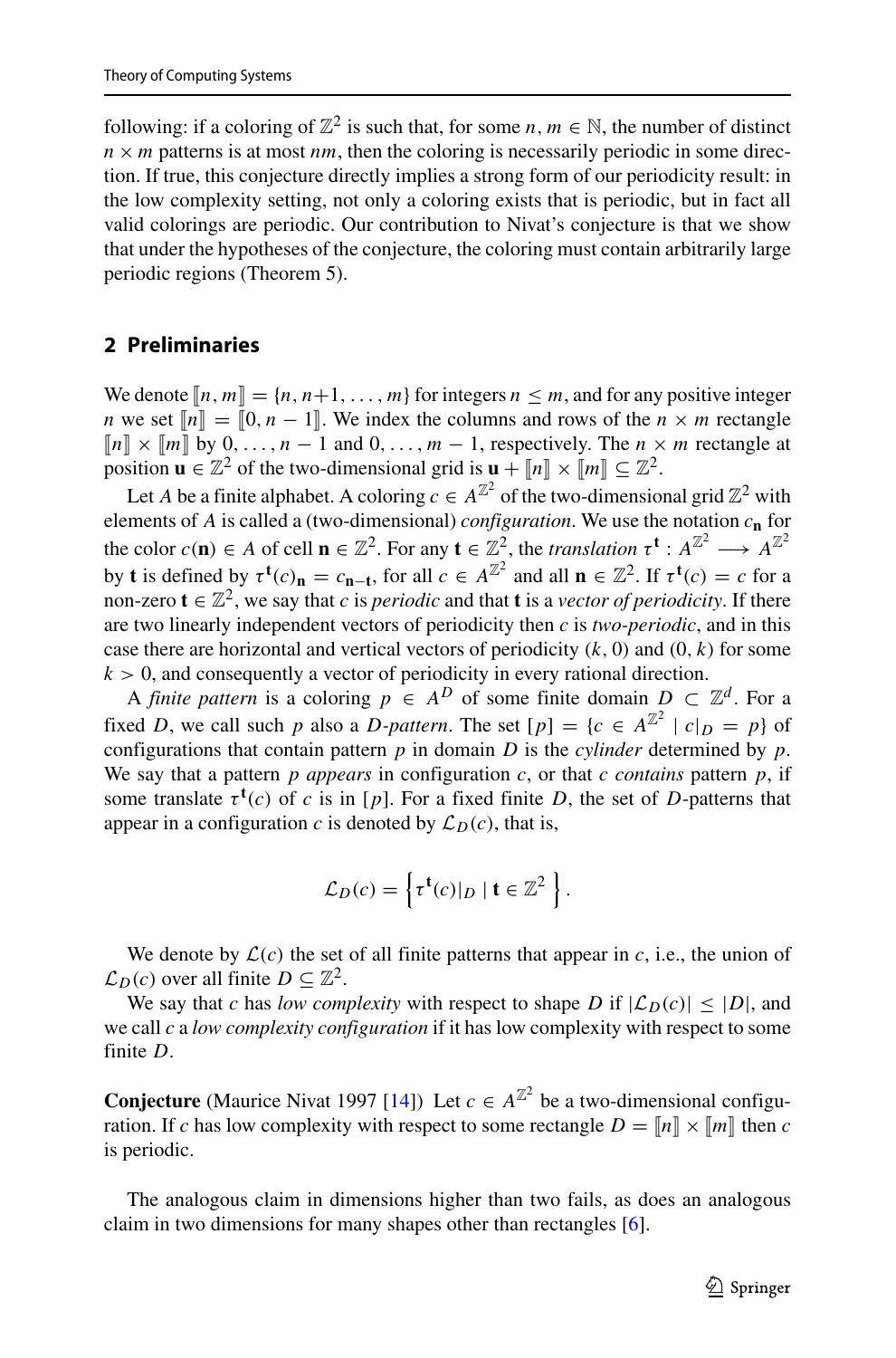following: if a coloring of $\mathbb{Z}^2$ is such that, for some $n, m \in \mathbb{N}$, the number of distinct $n \times m$ patterns is at most $nm$, then the coloring is necessarily periodic in some direction. If true, this conjecture directly implies a strong form of our periodicity result: in the low complexity setting, not only a coloring exists that is periodic, but in fact all valid colorings are periodic. Our contribution to Nivat's conjecture is that we show that under the hypotheses of the conjecture, the coloring must contain arbitrarily large periodic regions (Theorem 5).

## 2 Preliminaries

We denote $[\![n, m]\!] = \{n, n+1, \ldots, m\}$ for integers $n \leq m$, and for any positive integer $n$ we set $[\![n]\!] = [\![0, n-1]\!]$. We index the columns and rows of the $n \times m$ rectangle $[\![n]\!] \times [\![m]\!]$ by $0, \ldots, n-1$ and $0, \ldots, m-1$, respectively. The $n \times m$ rectangle at position $\mathbf{u} \in \mathbb{Z}^2$ of the two-dimensional grid is $\mathbf{u} + [\![n]\!] \times [\![m]\!] \subseteq \mathbb{Z}^2$.

Let $A$ be a finite alphabet. A coloring $c \in A^{\mathbb{Z}^2}$ of the two-dimensional grid $\mathbb{Z}^2$ with elements of $A$ is called a (two-dimensional) *configuration*. We use the notation $c_{\mathbf{n}}$ for the color $c(\mathbf{n}) \in A$ of cell $\mathbf{n} \in \mathbb{Z}^2$. For any $\mathbf{t} \in \mathbb{Z}^2$, the *translation* $\tau^{\mathbf{t}} : A^{\mathbb{Z}^2} \longrightarrow A^{\mathbb{Z}^2}$ by $\mathbf{t}$ is defined by $\tau^{\mathbf{t}}(c)_{\mathbf{n}} = c_{\mathbf{n}-\mathbf{t}}$, for all $c \in A^{\mathbb{Z}^2}$ and all $\mathbf{n} \in \mathbb{Z}^2$. If $\tau^{\mathbf{t}}(c) = c$ for a non-zero $\mathbf{t} \in \mathbb{Z}^2$, we say that $c$ is *periodic* and that $\mathbf{t}$ is a *vector of periodicity*. If there are two linearly independent vectors of periodicity then $c$ is *two-periodic*, and in this case there are horizontal and vertical vectors of periodicity $(k, 0)$ and $(0, k)$ for some $k > 0$, and consequently a vector of periodicity in every rational direction.

A *finite pattern* is a coloring $p \in A^D$ of some finite domain $D \subset \mathbb{Z}^d$. For a fixed $D$, we call such $p$ also a $D$-*pattern*. The set $[p] = \{c \in A^{\mathbb{Z}^2} \mid c|_D = p\}$ of configurations that contain pattern $p$ in domain $D$ is the *cylinder* determined by $p$. We say that a pattern $p$ *appears* in configuration $c$, or that $c$ *contains* pattern $p$, if some translate $\tau^{\mathbf{t}}(c)$ of $c$ is in $[p]$. For a fixed finite $D$, the set of $D$-patterns that appear in a configuration $c$ is denoted by $\mathcal{L}_D(c)$, that is,

$$\mathcal{L}_D(c) = \left\{ \tau^{\mathbf{t}}(c)|_D \mid \mathbf{t} \in \mathbb{Z}^2 \right\}.$$

We denote by $\mathcal{L}(c)$ the set of all finite patterns that appear in $c$, i.e., the union of $\mathcal{L}_D(c)$ over all finite $D \subseteq \mathbb{Z}^2$.

We say that $c$ has *low complexity* with respect to shape $D$ if $|\mathcal{L}_D(c)| \leq |D|$, and we call $c$ a *low complexity configuration* if it has low complexity with respect to some finite $D$.

**Conjecture** (Maurice Nivat 1997 [14]) Let $c \in A^{\mathbb{Z}^2}$ be a two-dimensional configuration. If $c$ has low complexity with respect to some rectangle $D = [\![n]\!] \times [\![m]\!]$ then $c$ is periodic.

The analogous claim in dimensions higher than two fails, as does an analogous claim in two dimensions for many shapes other than rectangles [6].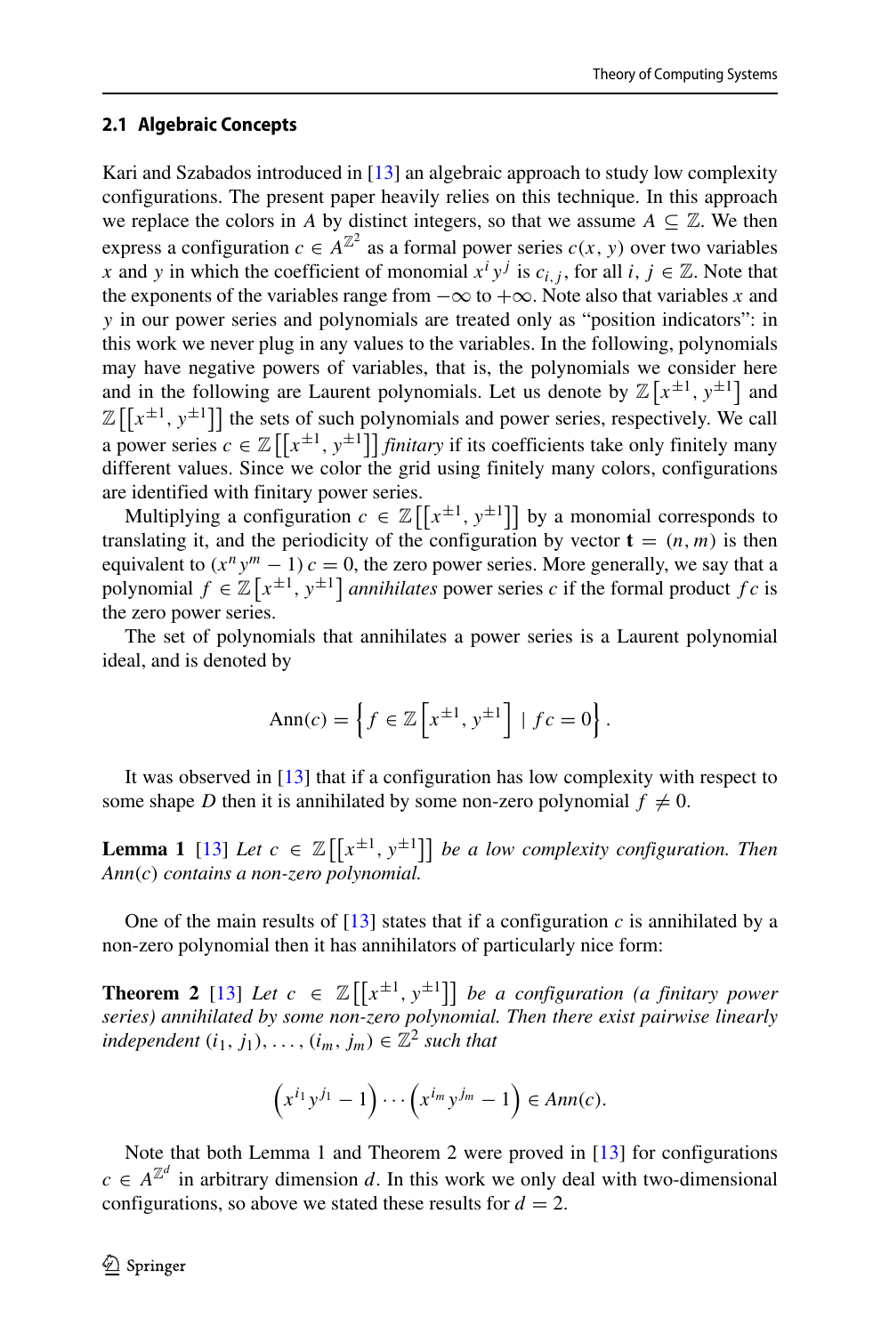### 2.1 Algebraic Concepts

Kari and Szabados introduced in [13] an algebraic approach to study low complexity configurations. The present paper heavily relies on this technique. In this approach we replace the colors in $A$ by distinct integers, so that we assume $A \subseteq \mathbb{Z}$. We then express a configuration $c \in A^{\mathbb{Z}^2}$ as a formal power series $c(x, y)$ over two variables $x$ and $y$ in which the coefficient of monomial $x^i y^j$ is $c_{i,j}$, for all $i, j \in \mathbb{Z}$. Note that the exponents of the variables range from $-\infty$ to $+\infty$. Note also that variables $x$ and $y$ in our power series and polynomials are treated only as "position indicators": in this work we never plug in any values to the variables. In the following, polynomials may have negative powers of variables, that is, the polynomials we consider here and in the following are Laurent polynomials. Let us denote by $\mathbb{Z}\left[x^{\pm 1}, y^{\pm 1}\right]$ and $\mathbb{Z}\left[\left[x^{\pm 1}, y^{\pm 1}\right]\right]$ the sets of such polynomials and power series, respectively. We call a power series $c \in \mathbb{Z}\left[\left[x^{\pm 1}, y^{\pm 1}\right]\right]$ *finitary* if its coefficients take only finitely many different values. Since we color the grid using finitely many colors, configurations are identified with finitary power series.

Multiplying a configuration $c \in \mathbb{Z}\left[\left[x^{\pm 1}, y^{\pm 1}\right]\right]$ by a monomial corresponds to translating it, and the periodicity of the configuration by vector $\mathbf{t} = (n, m)$ is then equivalent to $(x^n y^m - 1)\, c = 0$, the zero power series. More generally, we say that a polynomial $f \in \mathbb{Z}\left[x^{\pm 1}, y^{\pm 1}\right]$ *annihilates* power series $c$ if the formal product $fc$ is the zero power series.

The set of polynomials that annihilates a power series is a Laurent polynomial ideal, and is denoted by

$$\text{Ann}(c) = \left\{ f \in \mathbb{Z}\left[x^{\pm 1}, y^{\pm 1}\right] \mid fc = 0 \right\}.$$

It was observed in [13] that if a configuration has low complexity with respect to some shape $D$ then it is annihilated by some non-zero polynomial $f \neq 0$.

**Lemma 1** [13] *Let $c \in \mathbb{Z}\left[\left[x^{\pm 1}, y^{\pm 1}\right]\right]$ be a low complexity configuration. Then Ann$(c)$ contains a non-zero polynomial.*

One of the main results of [13] states that if a configuration $c$ is annihilated by a non-zero polynomial then it has annihilators of particularly nice form:

**Theorem 2** [13] *Let $c \in \mathbb{Z}\left[\left[x^{\pm 1}, y^{\pm 1}\right]\right]$ be a configuration (a finitary power series) annihilated by some non-zero polynomial. Then there exist pairwise linearly independent $(i_1, j_1), \ldots, (i_m, j_m) \in \mathbb{Z}^2$ such that*

$$\left(x^{i_1} y^{j_1} - 1\right) \cdots \left(x^{i_m} y^{j_m} - 1\right) \in \textit{Ann}(c).$$

Note that both Lemma 1 and Theorem 2 were proved in [13] for configurations $c \in A^{\mathbb{Z}^d}$ in arbitrary dimension $d$. In this work we only deal with two-dimensional configurations, so above we stated these results for $d = 2$.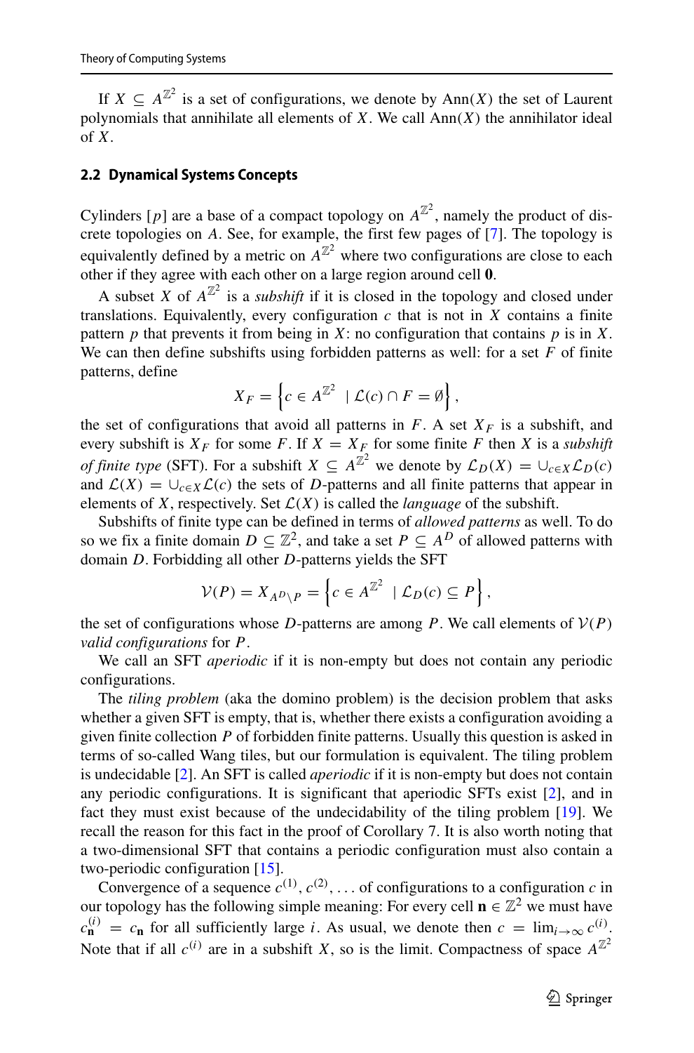If $X \subseteq A^{\mathbb{Z}^2}$ is a set of configurations, we denote by $\text{Ann}(X)$ the set of Laurent polynomials that annihilate all elements of $X$. We call $\text{Ann}(X)$ the annihilator ideal of $X$.

### 2.2 Dynamical Systems Concepts

Cylinders $[p]$ are a base of a compact topology on $A^{\mathbb{Z}^2}$, namely the product of discrete topologies on $A$. See, for example, the first few pages of [7]. The topology is equivalently defined by a metric on $A^{\mathbb{Z}^2}$ where two configurations are close to each other if they agree with each other on a large region around cell $\mathbf{0}$.

A subset $X$ of $A^{\mathbb{Z}^2}$ is a *subshift* if it is closed in the topology and closed under translations. Equivalently, every configuration $c$ that is not in $X$ contains a finite pattern $p$ that prevents it from being in $X$: no configuration that contains $p$ is in $X$. We can then define subshifts using forbidden patterns as well: for a set $F$ of finite patterns, define

$$X_F = \left\{ c \in A^{\mathbb{Z}^2} \mid \mathcal{L}(c) \cap F = \emptyset \right\},$$

the set of configurations that avoid all patterns in $F$. A set $X_F$ is a subshift, and every subshift is $X_F$ for some $F$. If $X = X_F$ for some finite $F$ then $X$ is a *subshift of finite type* (SFT). For a subshift $X \subseteq A^{\mathbb{Z}^2}$ we denote by $\mathcal{L}_D(X) = \cup_{c \in X} \mathcal{L}_D(c)$ and $\mathcal{L}(X) = \cup_{c \in X} \mathcal{L}(c)$ the sets of $D$-patterns and all finite patterns that appear in elements of $X$, respectively. Set $\mathcal{L}(X)$ is called the *language* of the subshift.

Subshifts of finite type can be defined in terms of *allowed patterns* as well. To do so we fix a finite domain $D \subseteq \mathbb{Z}^2$, and take a set $P \subseteq A^D$ of allowed patterns with domain $D$. Forbidding all other $D$-patterns yields the SFT

$$\mathcal{V}(P) = X_{A^D \setminus P} = \left\{ c \in A^{\mathbb{Z}^2} \mid \mathcal{L}_D(c) \subseteq P \right\},$$

the set of configurations whose $D$-patterns are among $P$. We call elements of $\mathcal{V}(P)$ *valid configurations* for $P$.

We call an SFT *aperiodic* if it is non-empty but does not contain any periodic configurations.

The *tiling problem* (aka the domino problem) is the decision problem that asks whether a given SFT is empty, that is, whether there exists a configuration avoiding a given finite collection $P$ of forbidden finite patterns. Usually this question is asked in terms of so-called Wang tiles, but our formulation is equivalent. The tiling problem is undecidable [2]. An SFT is called *aperiodic* if it is non-empty but does not contain any periodic configurations. It is significant that aperiodic SFTs exist [2], and in fact they must exist because of the undecidability of the tiling problem [19]. We recall the reason for this fact in the proof of Corollary 7. It is also worth noting that a two-dimensional SFT that contains a periodic configuration must also contain a two-periodic configuration [15].

Convergence of a sequence $c^{(1)}, c^{(2)}, \ldots$ of configurations to a configuration $c$ in our topology has the following simple meaning: For every cell $\mathbf{n} \in \mathbb{Z}^2$ we must have $c^{(i)}_{\mathbf{n}} = c_{\mathbf{n}}$ for all sufficiently large $i$. As usual, we denote then $c = \lim_{i \to \infty} c^{(i)}$. Note that if all $c^{(i)}$ are in a subshift $X$, so is the limit. Compactness of space $A^{\mathbb{Z}^2}$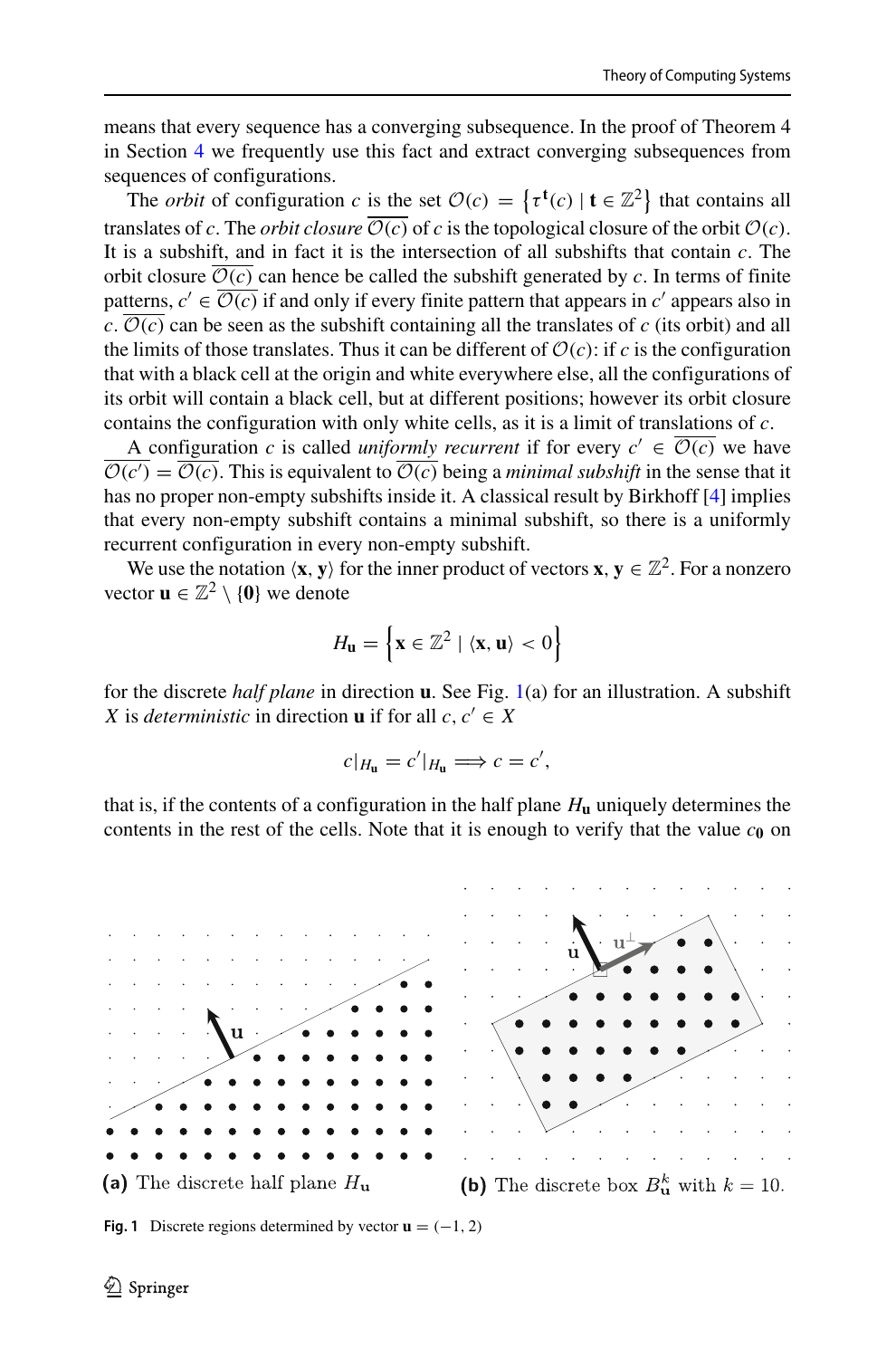means that every sequence has a converging subsequence. In the proof of Theorem 4 in Section 4 we frequently use this fact and extract converging subsequences from sequences of configurations.

The *orbit* of configuration $c$ is the set $\mathcal{O}(c) = \{\tau^{\mathbf{t}}(c) \mid \mathbf{t} \in \mathbb{Z}^2\}$ that contains all translates of $c$. The *orbit closure* $\overline{\mathcal{O}(c)}$ of $c$ is the topological closure of the orbit $\mathcal{O}(c)$. It is a subshift, and in fact it is the intersection of all subshifts that contain $c$. The orbit closure $\overline{\mathcal{O}(c)}$ can hence be called the subshift generated by $c$. In terms of finite patterns, $c' \in \overline{\mathcal{O}(c)}$ if and only if every finite pattern that appears in $c'$ appears also in $c$. $\overline{\mathcal{O}(c)}$ can be seen as the subshift containing all the translates of $c$ (its orbit) and all the limits of those translates. Thus it can be different of $\mathcal{O}(c)$: if $c$ is the configuration that with a black cell at the origin and white everywhere else, all the configurations of its orbit will contain a black cell, but at different positions; however its orbit closure contains the configuration with only white cells, as it is a limit of translations of $c$.

A configuration $c$ is called *uniformly recurrent* if for every $c' \in \overline{\mathcal{O}(c)}$ we have $\overline{\mathcal{O}(c')} = \overline{\mathcal{O}(c)}$. This is equivalent to $\overline{\mathcal{O}(c)}$ being a *minimal subshift* in the sense that it has no proper non-empty subshifts inside it. A classical result by Birkhoff [4] implies that every non-empty subshift contains a minimal subshift, so there is a uniformly recurrent configuration in every non-empty subshift.

We use the notation $\langle \mathbf{x}, \mathbf{y} \rangle$ for the inner product of vectors $\mathbf{x}, \mathbf{y} \in \mathbb{Z}^2$. For a nonzero vector $\mathbf{u} \in \mathbb{Z}^2 \setminus \{\mathbf{0}\}$ we denote

$$H_{\mathbf{u}} = \left\{ \mathbf{x} \in \mathbb{Z}^2 \mid \langle \mathbf{x}, \mathbf{u} \rangle < 0 \right\}$$

for the discrete *half plane* in direction $\mathbf{u}$. See Fig. 1(a) for an illustration. A subshift $X$ is *deterministic* in direction $\mathbf{u}$ if for all $c, c' \in X$

$$c|_{H_{\mathbf{u}}} = c'|_{H_{\mathbf{u}}} \Longrightarrow c = c',$$

that is, if the contents of a configuration in the half plane $H_{\mathbf{u}}$ uniquely determines the contents in the rest of the cells. Note that it is enough to verify that the value $c_{\mathbf{0}}$ on

(a) The discrete half plane $H_{\mathbf{u}}$

(b) The discrete box $B^k_{\mathbf{u}}$ with $k = 10$.

**Fig. 1** Discrete regions determined by vector $\mathbf{u} = (-1, 2)$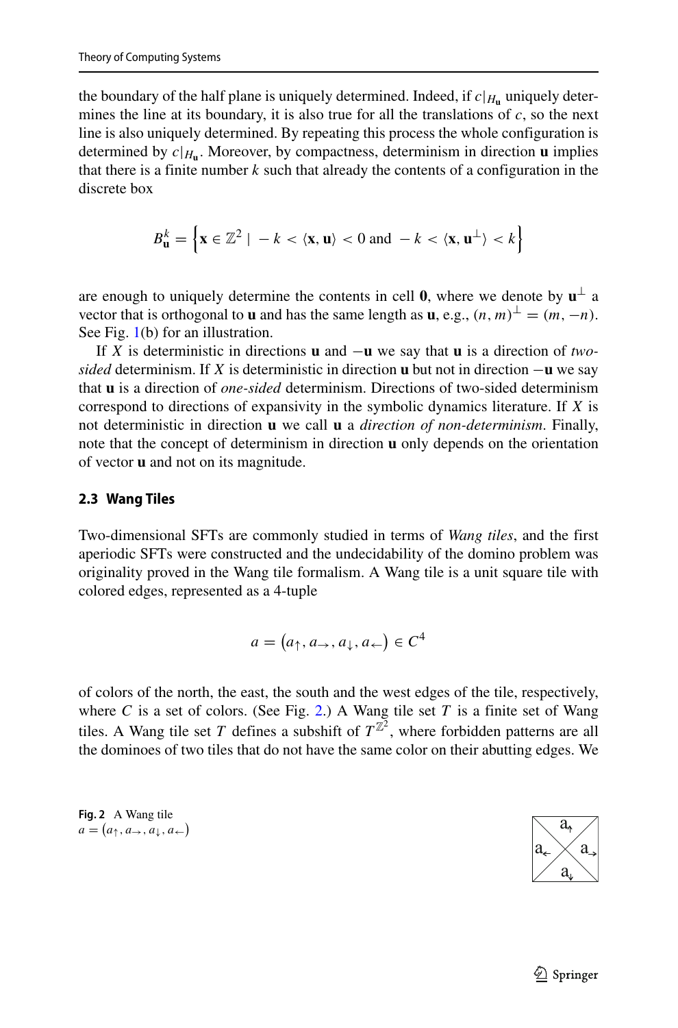the boundary of the half plane is uniquely determined. Indeed, if $c|_{H_\mathbf{u}}$ uniquely determines the line at its boundary, it is also true for all the translations of $c$, so the next line is also uniquely determined. By repeating this process the whole configuration is determined by $c|_{H_\mathbf{u}}$. Moreover, by compactness, determinism in direction $\mathbf{u}$ implies that there is a finite number $k$ such that already the contents of a configuration in the discrete box

$$B_\mathbf{u}^k = \left\{ \mathbf{x} \in \mathbb{Z}^2 \mid -k < \langle \mathbf{x}, \mathbf{u} \rangle < 0 \text{ and } -k < \langle \mathbf{x}, \mathbf{u}^\perp \rangle < k \right\}$$

are enough to uniquely determine the contents in cell $\mathbf{0}$, where we denote by $\mathbf{u}^\perp$ a vector that is orthogonal to $\mathbf{u}$ and has the same length as $\mathbf{u}$, e.g., $(n, m)^\perp = (m, -n)$. See Fig. 1(b) for an illustration.

If $X$ is deterministic in directions $\mathbf{u}$ and $-\mathbf{u}$ we say that $\mathbf{u}$ is a direction of *two-sided* determinism. If $X$ is deterministic in direction $\mathbf{u}$ but not in direction $-\mathbf{u}$ we say that $\mathbf{u}$ is a direction of *one-sided* determinism. Directions of two-sided determinism correspond to directions of expansivity in the symbolic dynamics literature. If $X$ is not deterministic in direction $\mathbf{u}$ we call $\mathbf{u}$ a *direction of non-determinism*. Finally, note that the concept of determinism in direction $\mathbf{u}$ only depends on the orientation of vector $\mathbf{u}$ and not on its magnitude.

### 2.3 Wang Tiles

Two-dimensional SFTs are commonly studied in terms of *Wang tiles*, and the first aperiodic SFTs were constructed and the undecidability of the domino problem was originality proved in the Wang tile formalism. A Wang tile is a unit square tile with colored edges, represented as a 4-tuple

$$a = (a_\uparrow, a_\rightarrow, a_\downarrow, a_\leftarrow) \in C^4$$

of colors of the north, the east, the south and the west edges of the tile, respectively, where $C$ is a set of colors. (See Fig. 2.) A Wang tile set $T$ is a finite set of Wang tiles. A Wang tile set $T$ defines a subshift of $T^{\mathbb{Z}^2}$, where forbidden patterns are all the dominoes of two tiles that do not have the same color on their abutting edges. We

**Fig. 2** A Wang tile $a = (a_\uparrow, a_\rightarrow, a_\downarrow, a_\leftarrow)$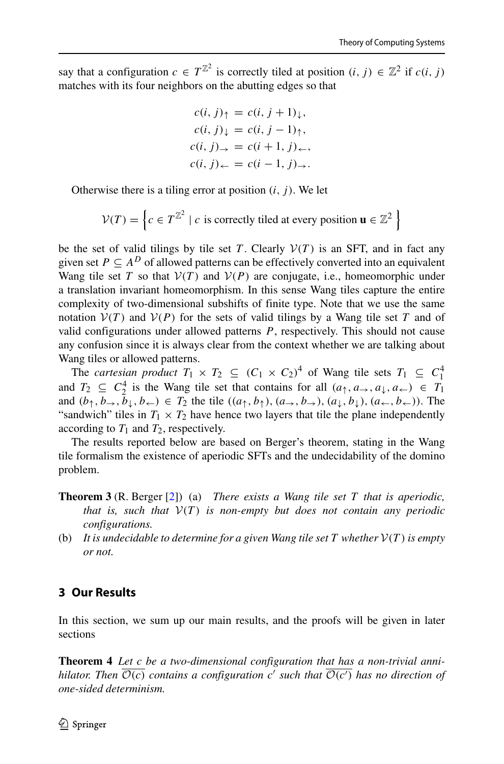say that a configuration $c \in T^{\mathbb{Z}^2}$ is correctly tiled at position $(i, j) \in \mathbb{Z}^2$ if $c(i, j)$ matches with its four neighbors on the abutting edges so that

$$
\begin{aligned}
c(i, j)_{\uparrow} &= c(i, j+1)_{\downarrow}, \\
c(i, j)_{\downarrow} &= c(i, j-1)_{\uparrow}, \\
c(i, j)_{\rightarrow} &= c(i+1, j)_{\leftarrow}, \\
c(i, j)_{\leftarrow} &= c(i-1, j)_{\rightarrow}.
\end{aligned}
$$

Otherwise there is a tiling error at position $(i, j)$. We let

$$
\mathcal{V}(T) = \left\{ c \in T^{\mathbb{Z}^2} \mid c \text{ is correctly tiled at every position } \mathbf{u} \in \mathbb{Z}^2 \right\}
$$

be the set of valid tilings by tile set $T$. Clearly $\mathcal{V}(T)$ is an SFT, and in fact any given set $P \subseteq A^D$ of allowed patterns can be effectively converted into an equivalent Wang tile set $T$ so that $\mathcal{V}(T)$ and $\mathcal{V}(P)$ are conjugate, i.e., homeomorphic under a translation invariant homeomorphism. In this sense Wang tiles capture the entire complexity of two-dimensional subshifts of finite type. Note that we use the same notation $\mathcal{V}(T)$ and $\mathcal{V}(P)$ for the sets of valid tilings by a Wang tile set $T$ and of valid configurations under allowed patterns $P$, respectively. This should not cause any confusion since it is always clear from the context whether we are talking about Wang tiles or allowed patterns.

The *cartesian product* $T_1 \times T_2 \subseteq (C_1 \times C_2)^4$ of Wang tile sets $T_1 \subseteq C_1^4$ and $T_2 \subseteq C_2^4$ is the Wang tile set that contains for all $(a_{\uparrow}, a_{\rightarrow}, a_{\downarrow}, a_{\leftarrow}) \in T_1$ and $(b_{\uparrow}, b_{\rightarrow}, b_{\downarrow}, b_{\leftarrow}) \in T_2$ the tile $((a_{\uparrow}, b_{\uparrow}), (a_{\rightarrow}, b_{\rightarrow}), (a_{\downarrow}, b_{\downarrow}), (a_{\leftarrow}, b_{\leftarrow}))$. The "sandwich" tiles in $T_1 \times T_2$ have hence two layers that tile the plane independently according to $T_1$ and $T_2$, respectively.

The results reported below are based on Berger's theorem, stating in the Wang tile formalism the existence of aperiodic SFTs and the undecidability of the domino problem.

**Theorem 3** (R. Berger [2]) (a) *There exists a Wang tile set $T$ that is aperiodic, that is, such that $\mathcal{V}(T)$ is non-empty but does not contain any periodic configurations.*

(b) *It is undecidable to determine for a given Wang tile set $T$ whether $\mathcal{V}(T)$ is empty or not.*

## 3 Our Results

In this section, we sum up our main results, and the proofs will be given in later sections

**Theorem 4** *Let $c$ be a two-dimensional configuration that has a non-trivial annihilator. Then $\overline{\mathcal{O}(c)}$ contains a configuration $c'$ such that $\overline{\mathcal{O}(c')}$ has no direction of one-sided determinism.*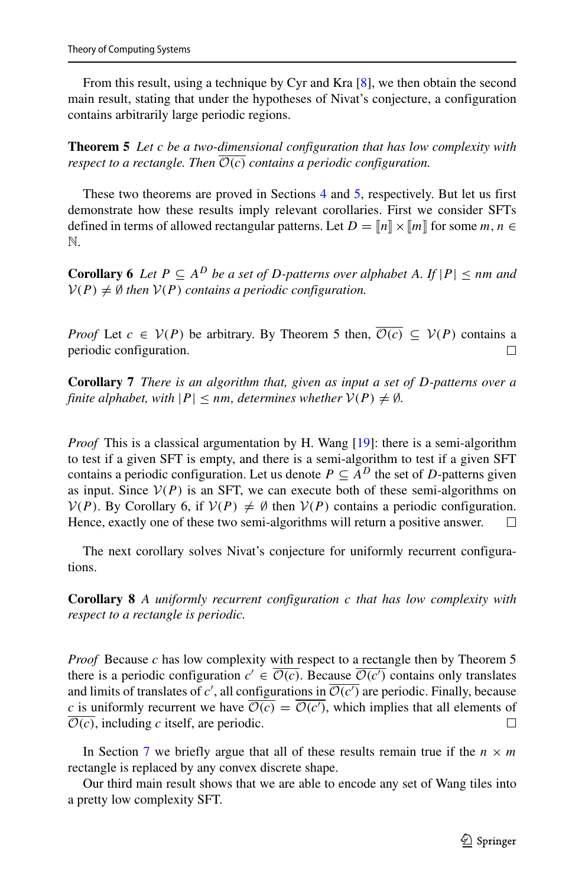From this result, using a technique by Cyr and Kra [8], we then obtain the second main result, stating that under the hypotheses of Nivat's conjecture, a configuration contains arbitrarily large periodic regions.

**Theorem 5** *Let $c$ be a two-dimensional configuration that has low complexity with respect to a rectangle. Then $\overline{\mathcal{O}(c)}$ contains a periodic configuration.*

These two theorems are proved in Sections 4 and 5, respectively. But let us first demonstrate how these results imply relevant corollaries. First we consider SFTs defined in terms of allowed rectangular patterns. Let $D = [\![n]\!] \times [\![m]\!]$ for some $m, n \in \mathbb{N}$.

**Corollary 6** *Let $P \subseteq A^D$ be a set of $D$-patterns over alphabet $A$. If $|P| \leq nm$ and $\mathcal{V}(P) \neq \emptyset$ then $\mathcal{V}(P)$ contains a periodic configuration.*

*Proof* Let $c \in \mathcal{V}(P)$ be arbitrary. By Theorem 5 then, $\overline{\mathcal{O}(c)} \subseteq \mathcal{V}(P)$ contains a periodic configuration. □

**Corollary 7** *There is an algorithm that, given as input a set of $D$-patterns over a finite alphabet, with $|P| \leq nm$, determines whether $\mathcal{V}(P) \neq \emptyset$.*

*Proof* This is a classical argumentation by H. Wang [19]: there is a semi-algorithm to test if a given SFT is empty, and there is a semi-algorithm to test if a given SFT contains a periodic configuration. Let us denote $P \subseteq A^D$ the set of $D$-patterns given as input. Since $\mathcal{V}(P)$ is an SFT, we can execute both of these semi-algorithms on $\mathcal{V}(P)$. By Corollary 6, if $\mathcal{V}(P) \neq \emptyset$ then $\mathcal{V}(P)$ contains a periodic configuration. Hence, exactly one of these two semi-algorithms will return a positive answer. □

The next corollary solves Nivat's conjecture for uniformly recurrent configurations.

**Corollary 8** *A uniformly recurrent configuration $c$ that has low complexity with respect to a rectangle is periodic.*

*Proof* Because $c$ has low complexity with respect to a rectangle then by Theorem 5 there is a periodic configuration $c' \in \overline{\mathcal{O}(c)}$. Because $\overline{\mathcal{O}(c')}$ contains only translates and limits of translates of $c'$, all configurations in $\overline{\mathcal{O}(c')}$ are periodic. Finally, because $c$ is uniformly recurrent we have $\overline{\mathcal{O}(c)} = \overline{\mathcal{O}(c')}$, which implies that all elements of $\overline{\mathcal{O}(c)}$, including $c$ itself, are periodic. □

In Section 7 we briefly argue that all of these results remain true if the $n \times m$ rectangle is replaced by any convex discrete shape.

Our third main result shows that we are able to encode any set of Wang tiles into a pretty low complexity SFT.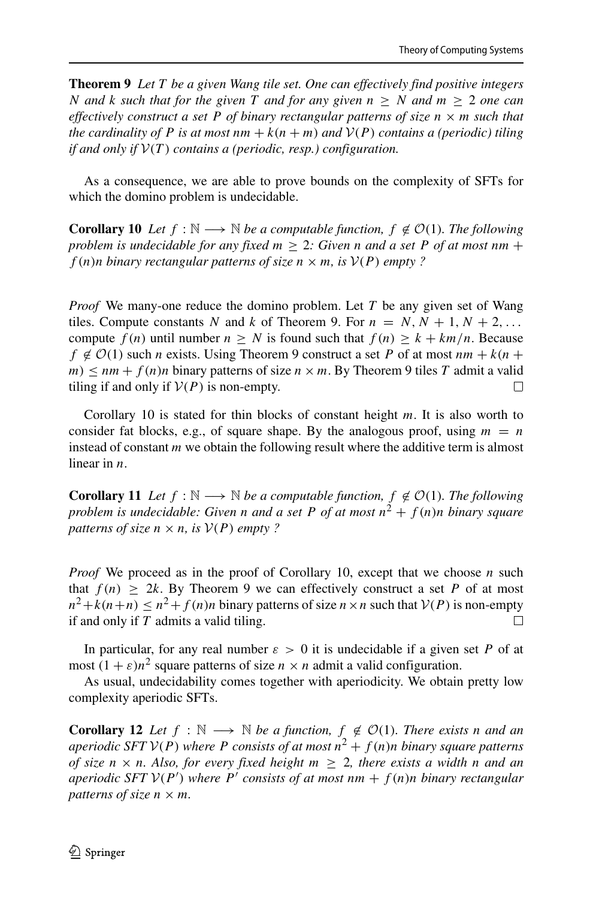**Theorem 9** *Let $T$ be a given Wang tile set. One can effectively find positive integers $N$ and $k$ such that for the given $T$ and for any given $n \geq N$ and $m \geq 2$ one can effectively construct a set $P$ of binary rectangular patterns of size $n \times m$ such that the cardinality of $P$ is at most $nm + k(n+m)$ and $\mathcal{V}(P)$ contains a (periodic) tiling if and only if $\mathcal{V}(T)$ contains a (periodic, resp.) configuration.*

As a consequence, we are able to prove bounds on the complexity of SFTs for which the domino problem is undecidable.

**Corollary 10** *Let $f : \mathbb{N} \longrightarrow \mathbb{N}$ be a computable function, $f \notin \mathcal{O}(1)$. The following problem is undecidable for any fixed $m \geq 2$: Given $n$ and a set $P$ of at most $nm + f(n)n$ binary rectangular patterns of size $n \times m$, is $\mathcal{V}(P)$ empty ?*

*Proof* We many-one reduce the domino problem. Let $T$ be any given set of Wang tiles. Compute constants $N$ and $k$ of Theorem 9. For $n = N, N+1, N+2, \ldots$ compute $f(n)$ until number $n \geq N$ is found such that $f(n) \geq k + km/n$. Because $f \notin \mathcal{O}(1)$ such $n$ exists. Using Theorem 9 construct a set $P$ of at most $nm + k(n+m) \leq nm + f(n)n$ binary patterns of size $n \times m$. By Theorem 9 tiles $T$ admit a valid tiling if and only if $\mathcal{V}(P)$ is non-empty. □

Corollary 10 is stated for thin blocks of constant height $m$. It is also worth to consider fat blocks, e.g., of square shape. By the analogous proof, using $m = n$ instead of constant $m$ we obtain the following result where the additive term is almost linear in $n$.

**Corollary 11** *Let $f : \mathbb{N} \longrightarrow \mathbb{N}$ be a computable function, $f \notin \mathcal{O}(1)$. The following problem is undecidable: Given $n$ and a set $P$ of at most $n^2 + f(n)n$ binary square patterns of size $n \times n$, is $\mathcal{V}(P)$ empty ?*

*Proof* We proceed as in the proof of Corollary 10, except that we choose $n$ such that $f(n) \geq 2k$. By Theorem 9 we can effectively construct a set $P$ of at most $n^2 + k(n+n) \leq n^2 + f(n)n$ binary patterns of size $n \times n$ such that $\mathcal{V}(P)$ is non-empty if and only if $T$ admits a valid tiling. □

In particular, for any real number $\varepsilon > 0$ it is undecidable if a given set $P$ of at most $(1+\varepsilon)n^2$ square patterns of size $n \times n$ admit a valid configuration.

As usual, undecidability comes together with aperiodicity. We obtain pretty low complexity aperiodic SFTs.

**Corollary 12** *Let $f : \mathbb{N} \longrightarrow \mathbb{N}$ be a function, $f \notin \mathcal{O}(1)$. There exists $n$ and an aperiodic SFT $\mathcal{V}(P)$ where $P$ consists of at most $n^2 + f(n)n$ binary square patterns of size $n \times n$. Also, for every fixed height $m \geq 2$, there exists a width $n$ and an aperiodic SFT $\mathcal{V}(P')$ where $P'$ consists of at most $nm + f(n)n$ binary rectangular patterns of size $n \times m$.*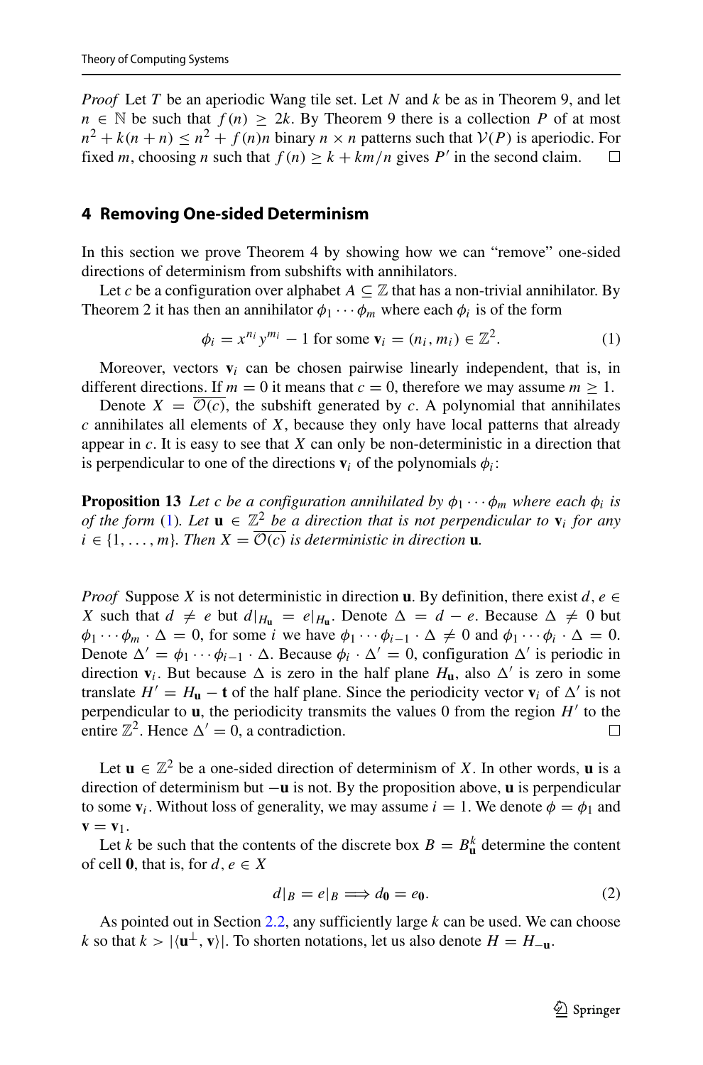*Proof* Let $T$ be an aperiodic Wang tile set. Let $N$ and $k$ be as in Theorem 9, and let $n \in \mathbb{N}$ be such that $f(n) \geq 2k$. By Theorem 9 there is a collection $P$ of at most $n^2 + k(n+n) \leq n^2 + f(n)n$ binary $n \times n$ patterns such that $\mathcal{V}(P)$ is aperiodic. For fixed $m$, choosing $n$ such that $f(n) \geq k + km/n$ gives $P'$ in the second claim. □

## 4 Removing One-sided Determinism

In this section we prove Theorem 4 by showing how we can "remove" one-sided directions of determinism from subshifts with annihilators.

Let $c$ be a configuration over alphabet $A \subseteq \mathbb{Z}$ that has a non-trivial annihilator. By Theorem 2 it has then an annihilator $\phi_1 \cdots \phi_m$ where each $\phi_i$ is of the form

$$\phi_i = x^{n_i} y^{m_i} - 1 \text{ for some } \mathbf{v}_i = (n_i, m_i) \in \mathbb{Z}^2. \tag{1}$$

Moreover, vectors $\mathbf{v}_i$ can be chosen pairwise linearly independent, that is, in different directions. If $m = 0$ it means that $c = 0$, therefore we may assume $m \geq 1$.

Denote $X = \overline{\mathcal{O}(c)}$, the subshift generated by $c$. A polynomial that annihilates $c$ annihilates all elements of $X$, because they only have local patterns that already appear in $c$. It is easy to see that $X$ can only be non-deterministic in a direction that is perpendicular to one of the directions $\mathbf{v}_i$ of the polynomials $\phi_i$:

**Proposition 13** *Let $c$ be a configuration annihilated by $\phi_1 \cdots \phi_m$ where each $\phi_i$ is of the form (1). Let $\mathbf{u} \in \mathbb{Z}^2$ be a direction that is not perpendicular to $\mathbf{v}_i$ for any $i \in \{1, \ldots, m\}$. Then $X = \overline{\mathcal{O}(c)}$ is deterministic in direction $\mathbf{u}$.*

*Proof* Suppose $X$ is not deterministic in direction $\mathbf{u}$. By definition, there exist $d, e \in X$ such that $d \neq e$ but $d|_{H_\mathbf{u}} = e|_{H_\mathbf{u}}$. Denote $\Delta = d - e$. Because $\Delta \neq 0$ but $\phi_1 \cdots \phi_m \cdot \Delta = 0$, for some $i$ we have $\phi_1 \cdots \phi_{i-1} \cdot \Delta \neq 0$ and $\phi_1 \cdots \phi_i \cdot \Delta = 0$. Denote $\Delta' = \phi_1 \cdots \phi_{i-1} \cdot \Delta$. Because $\phi_i \cdot \Delta' = 0$, configuration $\Delta'$ is periodic in direction $\mathbf{v}_i$. But because $\Delta$ is zero in the half plane $H_\mathbf{u}$, also $\Delta'$ is zero in some translate $H' = H_\mathbf{u} - \mathbf{t}$ of the half plane. Since the periodicity vector $\mathbf{v}_i$ of $\Delta'$ is not perpendicular to $\mathbf{u}$, the periodicity transmits the values 0 from the region $H'$ to the entire $\mathbb{Z}^2$. Hence $\Delta' = 0$, a contradiction. □

Let $\mathbf{u} \in \mathbb{Z}^2$ be a one-sided direction of determinism of $X$. In other words, $\mathbf{u}$ is a direction of determinism but $-\mathbf{u}$ is not. By the proposition above, $\mathbf{u}$ is perpendicular to some $\mathbf{v}_i$. Without loss of generality, we may assume $i = 1$. We denote $\phi = \phi_1$ and $\mathbf{v} = \mathbf{v}_1$.

Let $k$ be such that the contents of the discrete box $B = B^k_\mathbf{u}$ determine the content of cell $\mathbf{0}$, that is, for $d, e \in X$

$$d|_B = e|_B \Longrightarrow d_\mathbf{0} = e_\mathbf{0}. \tag{2}$$

As pointed out in Section 2.2, any sufficiently large $k$ can be used. We can choose $k$ so that $k > |\langle \mathbf{u}^\perp, \mathbf{v} \rangle|$. To shorten notations, let us also denote $H = H_{-\mathbf{u}}$.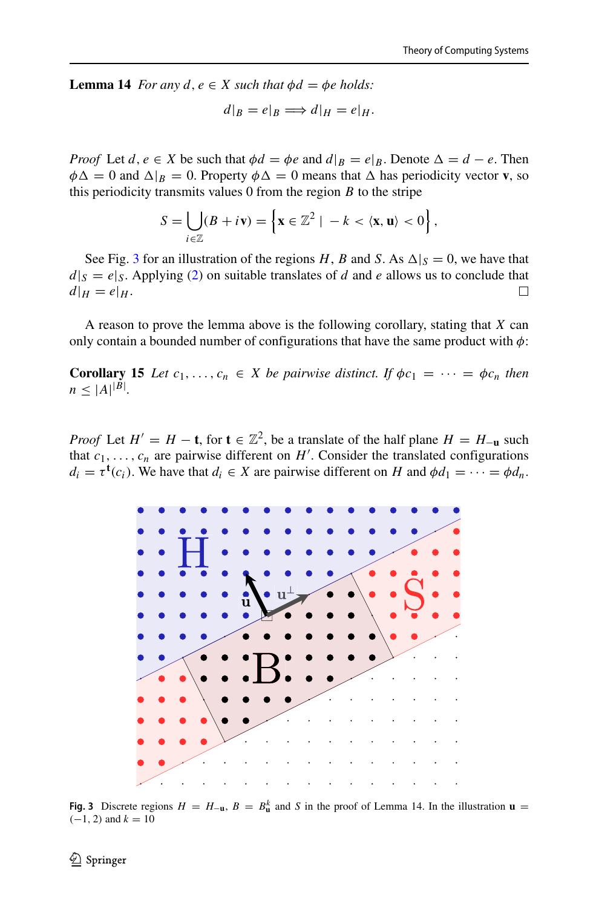**Lemma 14** *For any $d, e \in X$ such that $\phi d = \phi e$ holds:*

$$d|_B = e|_B \Longrightarrow d|_H = e|_H.$$

*Proof* Let $d, e \in X$ be such that $\phi d = \phi e$ and $d|_B = e|_B$. Denote $\Delta = d - e$. Then $\phi\Delta = 0$ and $\Delta|_B = 0$. Property $\phi\Delta = 0$ means that $\Delta$ has periodicity vector $\mathbf{v}$, so this periodicity transmits values 0 from the region $B$ to the stripe

$$S = \bigcup_{i \in \mathbb{Z}} (B + i\mathbf{v}) = \left\{ \mathbf{x} \in \mathbb{Z}^2 \mid -k < \langle \mathbf{x}, \mathbf{u} \rangle < 0 \right\},$$

See Fig. 3 for an illustration of the regions $H$, $B$ and $S$. As $\Delta|_S = 0$, we have that $d|_S = e|_S$. Applying (2) on suitable translates of $d$ and $e$ allows us to conclude that $d|_H = e|_H$. □

A reason to prove the lemma above is the following corollary, stating that $X$ can only contain a bounded number of configurations that have the same product with $\phi$:

**Corollary 15** *Let $c_1, \ldots, c_n \in X$ be pairwise distinct. If $\phi c_1 = \cdots = \phi c_n$ then $n \leq |A|^{|B|}$.*

*Proof* Let $H' = H - \mathbf{t}$, for $\mathbf{t} \in \mathbb{Z}^2$, be a translate of the half plane $H = H_{-\mathbf{u}}$ such that $c_1, \ldots, c_n$ are pairwise different on $H'$. Consider the translated configurations $d_i = \tau^{\mathbf{t}}(c_i)$. We have that $d_i \in X$ are pairwise different on $H$ and $\phi d_1 = \cdots = \phi d_n$.

**Fig. 3** Discrete regions $H = H_{-\mathbf{u}}$, $B = B_{\mathbf{u}}^k$ and $S$ in the proof of Lemma 14. In the illustration $\mathbf{u} = (-1, 2)$ and $k = 10$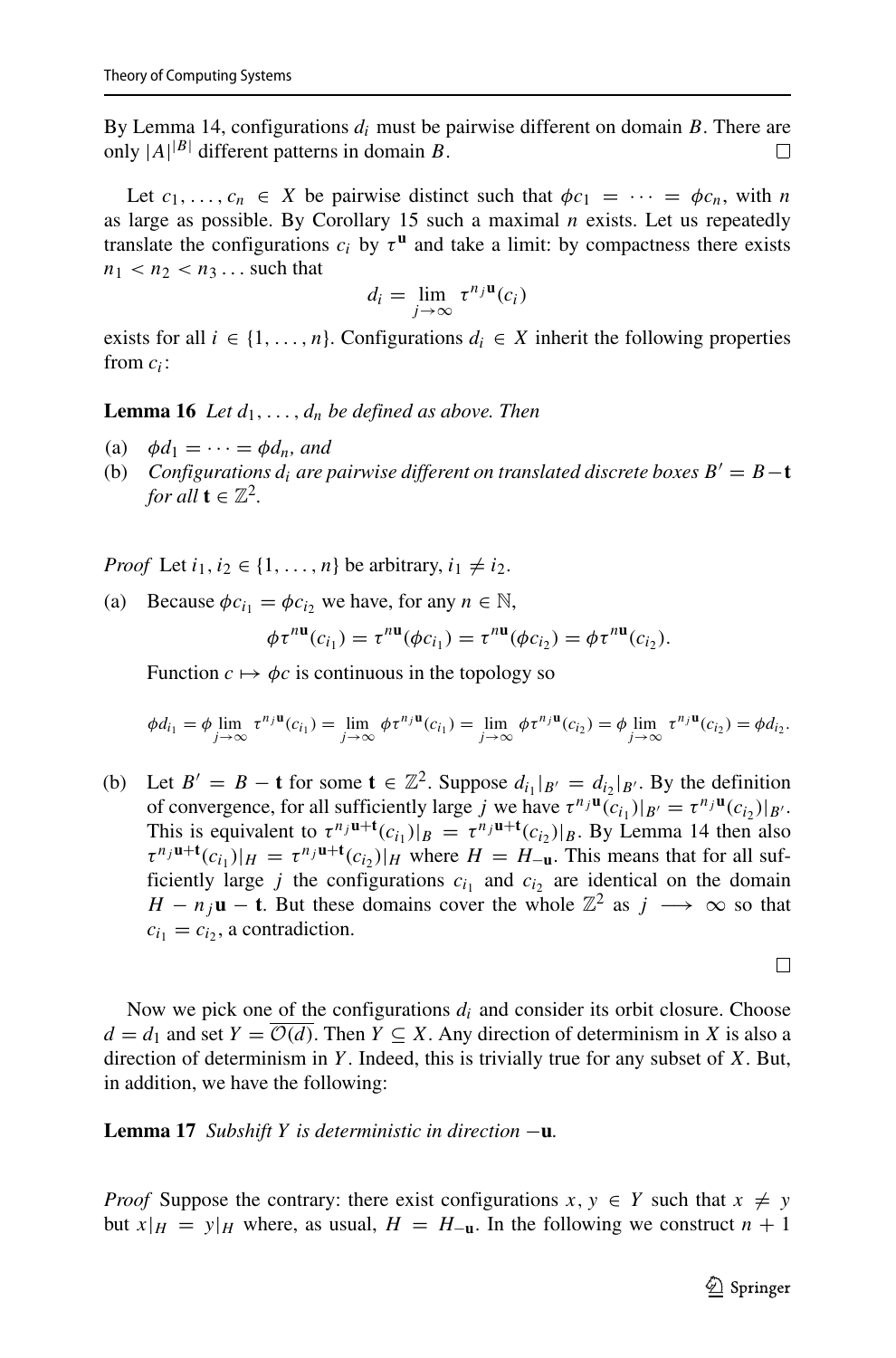By Lemma 14, configurations $d_i$ must be pairwise different on domain $B$. There are only $|A|^{|B|}$ different patterns in domain $B$. □

Let $c_1, \ldots, c_n \in X$ be pairwise distinct such that $\phi c_1 = \cdots = \phi c_n$, with $n$ as large as possible. By Corollary 15 such a maximal $n$ exists. Let us repeatedly translate the configurations $c_i$ by $\tau^{\mathbf{u}}$ and take a limit: by compactness there exists $n_1 < n_2 < n_3 \ldots$ such that

$$d_i = \lim_{j \to \infty} \tau^{n_j \mathbf{u}}(c_i)$$

exists for all $i \in \{1, \ldots, n\}$. Configurations $d_i \in X$ inherit the following properties from $c_i$:

**Lemma 16** *Let $d_1, \ldots, d_n$ be defined as above. Then*

(a) $\phi d_1 = \cdots = \phi d_n$, *and*
(b) *Configurations $d_i$ are pairwise different on translated discrete boxes $B' = B - \mathbf{t}$ for all $\mathbf{t} \in \mathbb{Z}^2$.*

*Proof* Let $i_1, i_2 \in \{1, \ldots, n\}$ be arbitrary, $i_1 \neq i_2$.

(a) Because $\phi c_{i_1} = \phi c_{i_2}$ we have, for any $n \in \mathbb{N}$,

$$\phi \tau^{n\mathbf{u}}(c_{i_1}) = \tau^{n\mathbf{u}}(\phi c_{i_1}) = \tau^{n\mathbf{u}}(\phi c_{i_2}) = \phi \tau^{n\mathbf{u}}(c_{i_2}).$$

Function $c \mapsto \phi c$ is continuous in the topology so

$$\phi d_{i_1} = \phi \lim_{j \to \infty} \tau^{n_j \mathbf{u}}(c_{i_1}) = \lim_{j \to \infty} \phi \tau^{n_j \mathbf{u}}(c_{i_1}) = \lim_{j \to \infty} \phi \tau^{n_j \mathbf{u}}(c_{i_2}) = \phi \lim_{j \to \infty} \tau^{n_j \mathbf{u}}(c_{i_2}) = \phi d_{i_2}.$$

(b) Let $B' = B - \mathbf{t}$ for some $\mathbf{t} \in \mathbb{Z}^2$. Suppose $d_{i_1}|_{B'} = d_{i_2}|_{B'}$. By the definition of convergence, for all sufficiently large $j$ we have $\tau^{n_j \mathbf{u}}(c_{i_1})|_{B'} = \tau^{n_j \mathbf{u}}(c_{i_2})|_{B'}$. This is equivalent to $\tau^{n_j \mathbf{u}+\mathbf{t}}(c_{i_1})|_B = \tau^{n_j \mathbf{u}+\mathbf{t}}(c_{i_2})|_B$. By Lemma 14 then also $\tau^{n_j \mathbf{u}+\mathbf{t}}(c_{i_1})|_H = \tau^{n_j \mathbf{u}+\mathbf{t}}(c_{i_2})|_H$ where $H = H_{-\mathbf{u}}$. This means that for all sufficiently large $j$ the configurations $c_{i_1}$ and $c_{i_2}$ are identical on the domain $H - n_j \mathbf{u} - \mathbf{t}$. But these domains cover the whole $\mathbb{Z}^2$ as $j \longrightarrow \infty$ so that $c_{i_1} = c_{i_2}$, a contradiction.

□

Now we pick one of the configurations $d_i$ and consider its orbit closure. Choose $d = d_1$ and set $Y = \overline{\mathcal{O}(d)}$. Then $Y \subseteq X$. Any direction of determinism in $X$ is also a direction of determinism in $Y$. Indeed, this is trivially true for any subset of $X$. But, in addition, we have the following:

**Lemma 17** *Subshift $Y$ is deterministic in direction $-\mathbf{u}$.*

*Proof* Suppose the contrary: there exist configurations $x, y \in Y$ such that $x \neq y$ but $x|_H = y|_H$ where, as usual, $H = H_{-\mathbf{u}}$. In the following we construct $n + 1$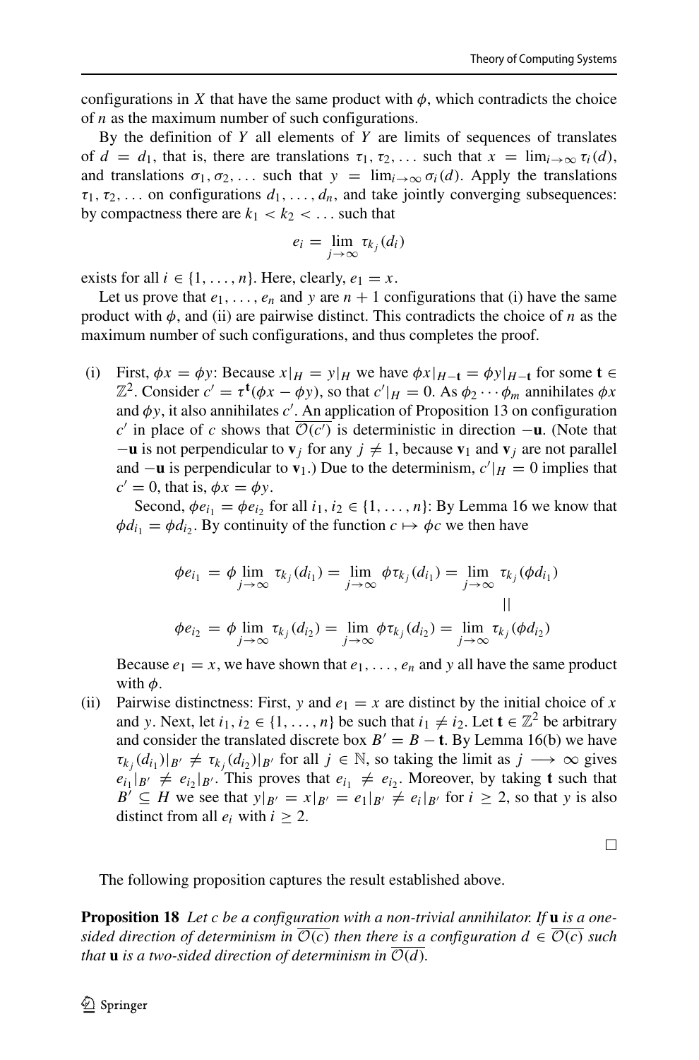configurations in $X$ that have the same product with $\phi$, which contradicts the choice of $n$ as the maximum number of such configurations.

By the definition of $Y$ all elements of $Y$ are limits of sequences of translates of $d = d_1$, that is, there are translations $\tau_1, \tau_2, \dots$ such that $x = \lim_{i\to\infty} \tau_i(d)$, and translations $\sigma_1, \sigma_2, \dots$ such that $y = \lim_{i\to\infty} \sigma_i(d)$. Apply the translations $\tau_1, \tau_2, \dots$ on configurations $d_1, \dots, d_n$, and take jointly converging subsequences: by compactness there are $k_1 < k_2 < \dots$ such that

$$e_i = \lim_{j\to\infty} \tau_{k_j}(d_i)$$

exists for all $i \in \{1, \dots, n\}$. Here, clearly, $e_1 = x$.

Let us prove that $e_1, \dots, e_n$ and $y$ are $n+1$ configurations that (i) have the same product with $\phi$, and (ii) are pairwise distinct. This contradicts the choice of $n$ as the maximum number of such configurations, and thus completes the proof.

(i) First, $\phi x = \phi y$: Because $x|_H = y|_H$ we have $\phi x|_{H-\mathbf{t}} = \phi y|_{H-\mathbf{t}}$ for some $\mathbf{t} \in \mathbb{Z}^2$. Consider $c' = \tau^{\mathbf{t}}(\phi x - \phi y)$, so that $c'|_H = 0$. As $\phi_2 \cdots \phi_m$ annihilates $\phi x$ and $\phi y$, it also annihilates $c'$. An application of Proposition 13 on configuration $c'$ in place of $c$ shows that $\overline{\mathcal{O}(c')}$ is deterministic in direction $-\mathbf{u}$. (Note that $-\mathbf{u}$ is not perpendicular to $\mathbf{v}_j$ for any $j \neq 1$, because $\mathbf{v}_1$ and $\mathbf{v}_j$ are not parallel and $-\mathbf{u}$ is perpendicular to $\mathbf{v}_1$.) Due to the determinism, $c'|_H = 0$ implies that $c' = 0$, that is, $\phi x = \phi y$.

Second, $\phi e_{i_1} = \phi e_{i_2}$ for all $i_1, i_2 \in \{1, \dots, n\}$: By Lemma 16 we know that $\phi d_{i_1} = \phi d_{i_2}$. By continuity of the function $c \mapsto \phi c$ we then have

$$\begin{array}{ccccc}
\phi e_{i_1} = \phi \lim_{j\to\infty} \tau_{k_j}(d_{i_1}) & = & \lim_{j\to\infty} \phi\tau_{k_j}(d_{i_1}) & = & \lim_{j\to\infty} \tau_{k_j}(\phi d_{i_1}) \\
 & & & & \| \\
\phi e_{i_2} = \phi \lim_{j\to\infty} \tau_{k_j}(d_{i_2}) & = & \lim_{j\to\infty} \phi\tau_{k_j}(d_{i_2}) & = & \lim_{j\to\infty} \tau_{k_j}(\phi d_{i_2})
\end{array}$$

Because $e_1 = x$, we have shown that $e_1, \dots, e_n$ and $y$ all have the same product with $\phi$.

(ii) Pairwise distinctness: First, $y$ and $e_1 = x$ are distinct by the initial choice of $x$ and $y$. Next, let $i_1, i_2 \in \{1, \dots, n\}$ be such that $i_1 \neq i_2$. Let $\mathbf{t} \in \mathbb{Z}^2$ be arbitrary and consider the translated discrete box $B' = B - \mathbf{t}$. By Lemma 16(b) we have $\tau_{k_j}(d_{i_1})|_{B'} \neq \tau_{k_j}(d_{i_2})|_{B'}$ for all $j \in \mathbb{N}$, so taking the limit as $j \longrightarrow \infty$ gives $e_{i_1}|_{B'} \neq e_{i_2}|_{B'}$. This proves that $e_{i_1} \neq e_{i_2}$. Moreover, by taking $\mathbf{t}$ such that $B' \subseteq H$ we see that $y|_{B'} = x|_{B'} = e_1|_{B'} \neq e_i|_{B'}$ for $i \geq 2$, so that $y$ is also distinct from all $e_i$ with $i \geq 2$.

□

The following proposition captures the result established above.

**Proposition 18** *Let $c$ be a configuration with a non-trivial annihilator. If $\mathbf{u}$ is a one-sided direction of determinism in $\overline{\mathcal{O}(c)}$ then there is a configuration $d \in \overline{\mathcal{O}(c)}$ such that $\mathbf{u}$ is a two-sided direction of determinism in $\overline{\mathcal{O}(d)}$.*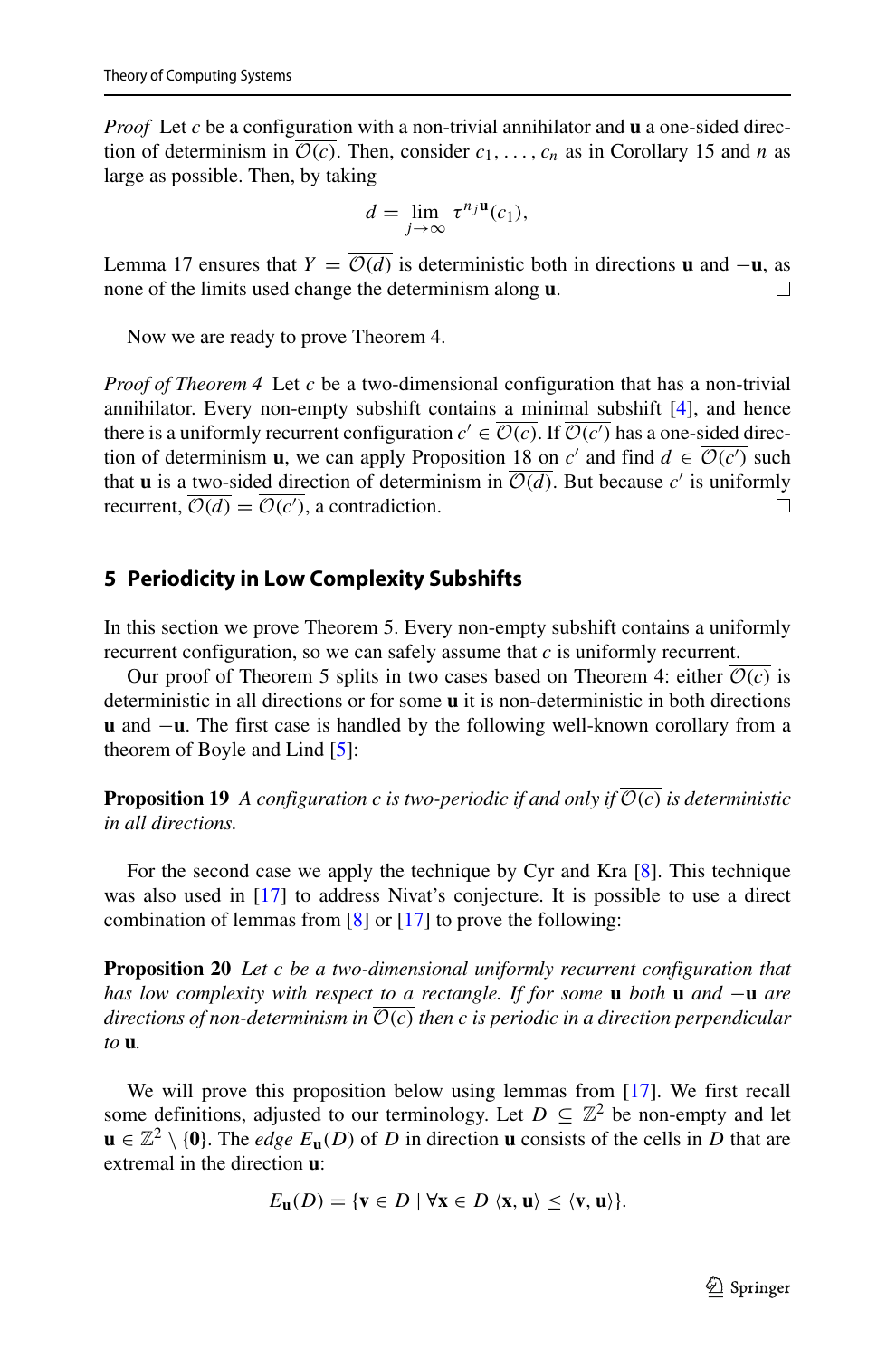*Proof* Let $c$ be a configuration with a non-trivial annihilator and $\mathbf{u}$ a one-sided direction of determinism in $\overline{\mathcal{O}(c)}$. Then, consider $c_1, \ldots, c_n$ as in Corollary 15 and $n$ as large as possible. Then, by taking

$$d = \lim_{j \to \infty} \tau^{n_j \mathbf{u}}(c_1),$$

Lemma 17 ensures that $Y = \overline{\mathcal{O}(d)}$ is deterministic both in directions $\mathbf{u}$ and $-\mathbf{u}$, as none of the limits used change the determinism along $\mathbf{u}$. □

Now we are ready to prove Theorem 4.

*Proof of Theorem 4* Let $c$ be a two-dimensional configuration that has a non-trivial annihilator. Every non-empty subshift contains a minimal subshift [4], and hence there is a uniformly recurrent configuration $c' \in \overline{\mathcal{O}(c)}$. If $\overline{\mathcal{O}(c')}$ has a one-sided direction of determinism $\mathbf{u}$, we can apply Proposition 18 on $c'$ and find $d \in \overline{\mathcal{O}(c')}$ such that $\mathbf{u}$ is a two-sided direction of determinism in $\overline{\mathcal{O}(d)}$. But because $c'$ is uniformly recurrent, $\overline{\mathcal{O}(d)} = \overline{\mathcal{O}(c')}$, a contradiction. □

## 5 Periodicity in Low Complexity Subshifts

In this section we prove Theorem 5. Every non-empty subshift contains a uniformly recurrent configuration, so we can safely assume that $c$ is uniformly recurrent.

Our proof of Theorem 5 splits in two cases based on Theorem 4: either $\overline{\mathcal{O}(c)}$ is deterministic in all directions or for some $\mathbf{u}$ it is non-deterministic in both directions $\mathbf{u}$ and $-\mathbf{u}$. The first case is handled by the following well-known corollary from a theorem of Boyle and Lind [5]:

**Proposition 19** *A configuration $c$ is two-periodic if and only if $\overline{\mathcal{O}(c)}$ is deterministic in all directions.*

For the second case we apply the technique by Cyr and Kra [8]. This technique was also used in [17] to address Nivat's conjecture. It is possible to use a direct combination of lemmas from [8] or [17] to prove the following:

**Proposition 20** *Let $c$ be a two-dimensional uniformly recurrent configuration that has low complexity with respect to a rectangle. If for some $\mathbf{u}$ both $\mathbf{u}$ and $-\mathbf{u}$ are directions of non-determinism in $\overline{\mathcal{O}(c)}$ then $c$ is periodic in a direction perpendicular to $\mathbf{u}$.*

We will prove this proposition below using lemmas from [17]. We first recall some definitions, adjusted to our terminology. Let $D \subseteq \mathbb{Z}^2$ be non-empty and let $\mathbf{u} \in \mathbb{Z}^2 \setminus \{\mathbf{0}\}$. The *edge* $E_{\mathbf{u}}(D)$ of $D$ in direction $\mathbf{u}$ consists of the cells in $D$ that are extremal in the direction $\mathbf{u}$:

$$E_{\mathbf{u}}(D) = \{\mathbf{v} \in D \mid \forall \mathbf{x} \in D \ \langle \mathbf{x}, \mathbf{u} \rangle \leq \langle \mathbf{v}, \mathbf{u} \rangle\}.$$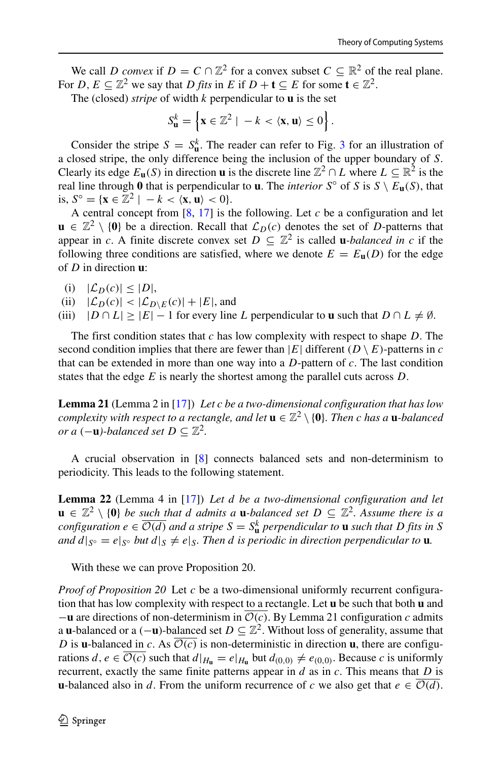We call $D$ *convex* if $D = C \cap \mathbb{Z}^2$ for a convex subset $C \subseteq \mathbb{R}^2$ of the real plane. For $D, E \subseteq \mathbb{Z}^2$ we say that $D$ *fits* in $E$ if $D + \mathbf{t} \subseteq E$ for some $\mathbf{t} \in \mathbb{Z}^2$.

The (closed) *stripe* of width $k$ perpendicular to $\mathbf{u}$ is the set

$$S_{\mathbf{u}}^k = \left\{ \mathbf{x} \in \mathbb{Z}^2 \mid -k < \langle \mathbf{x}, \mathbf{u} \rangle \leq 0 \right\}.$$

Consider the stripe $S = S_{\mathbf{u}}^k$. The reader can refer to Fig. 3 for an illustration of a closed stripe, the only difference being the inclusion of the upper boundary of $S$. Clearly its edge $E_{\mathbf{u}}(S)$ in direction $\mathbf{u}$ is the discrete line $\mathbb{Z}^2 \cap L$ where $L \subseteq \mathbb{R}^2$ is the real line through $\mathbf{0}$ that is perpendicular to $\mathbf{u}$. The *interior* $S^\circ$ of $S$ is $S \setminus E_{\mathbf{u}}(S)$, that is, $S^\circ = \{\mathbf{x} \in \mathbb{Z}^2 \mid -k < \langle \mathbf{x}, \mathbf{u} \rangle < 0\}$.

A central concept from [8, 17] is the following. Let $c$ be a configuration and let $\mathbf{u} \in \mathbb{Z}^2 \setminus \{\mathbf{0}\}$ be a direction. Recall that $\mathcal{L}_D(c)$ denotes the set of $D$-patterns that appear in $c$. A finite discrete convex set $D \subseteq \mathbb{Z}^2$ is called $\mathbf{u}$-*balanced in* $c$ if the following three conditions are satisfied, where we denote $E = E_{\mathbf{u}}(D)$ for the edge of $D$ in direction $\mathbf{u}$:

- (i) $|\mathcal{L}_D(c)| \leq |D|$,
- (ii) $|\mathcal{L}_D(c)| < |\mathcal{L}_{D \setminus E}(c)| + |E|$, and
- (iii) $|D \cap L| \geq |E| - 1$ for every line $L$ perpendicular to $\mathbf{u}$ such that $D \cap L \neq \emptyset$.

The first condition states that $c$ has low complexity with respect to shape $D$. The second condition implies that there are fewer than $|E|$ different $(D \setminus E)$-patterns in $c$ that can be extended in more than one way into a $D$-pattern of $c$. The last condition states that the edge $E$ is nearly the shortest among the parallel cuts across $D$.

**Lemma 21** (Lemma 2 in [17]) *Let $c$ be a two-dimensional configuration that has low complexity with respect to a rectangle, and let $\mathbf{u} \in \mathbb{Z}^2 \setminus \{\mathbf{0}\}$. Then $c$ has a $\mathbf{u}$-balanced or a $(-\mathbf{u})$-balanced set $D \subseteq \mathbb{Z}^2$.*

A crucial observation in [8] connects balanced sets and non-determinism to periodicity. This leads to the following statement.

**Lemma 22** (Lemma 4 in [17]) *Let $d$ be a two-dimensional configuration and let $\mathbf{u} \in \mathbb{Z}^2 \setminus \{\mathbf{0}\}$ be such that $d$ admits a $\mathbf{u}$-balanced set $D \subseteq \mathbb{Z}^2$. Assume there is a configuration $e \in \overline{\mathcal{O}(d)}$ and a stripe $S = S_{\mathbf{u}}^k$ perpendicular to $\mathbf{u}$ such that $D$ fits in $S$ and $d|_{S^\circ} = e|_{S^\circ}$ but $d|_S \neq e|_S$. Then $d$ is periodic in direction perpendicular to $\mathbf{u}$.*

With these we can prove Proposition 20.

*Proof of Proposition 20* Let $c$ be a two-dimensional uniformly recurrent configuration that has low complexity with respect to a rectangle. Let $\mathbf{u}$ be such that both $\mathbf{u}$ and $-\mathbf{u}$ are directions of non-determinism in $\overline{\mathcal{O}(c)}$. By Lemma 21 configuration $c$ admits a $\mathbf{u}$-balanced or a $(-\mathbf{u})$-balanced set $D \subseteq \mathbb{Z}^2$. Without loss of generality, assume that $D$ is $\mathbf{u}$-balanced in $c$. As $\overline{\mathcal{O}(c)}$ is non-deterministic in direction $\mathbf{u}$, there are configurations $d, e \in \overline{\mathcal{O}(c)}$ such that $d|_{H_{\mathbf{u}}} = e|_{H_{\mathbf{u}}}$ but $d_{(0,0)} \neq e_{(0,0)}$. Because $c$ is uniformly recurrent, exactly the same finite patterns appear in $d$ as in $c$. This means that $D$ is $\mathbf{u}$-balanced also in $d$. From the uniform recurrence of $c$ we also get that $e \in \overline{\mathcal{O}(d)}$.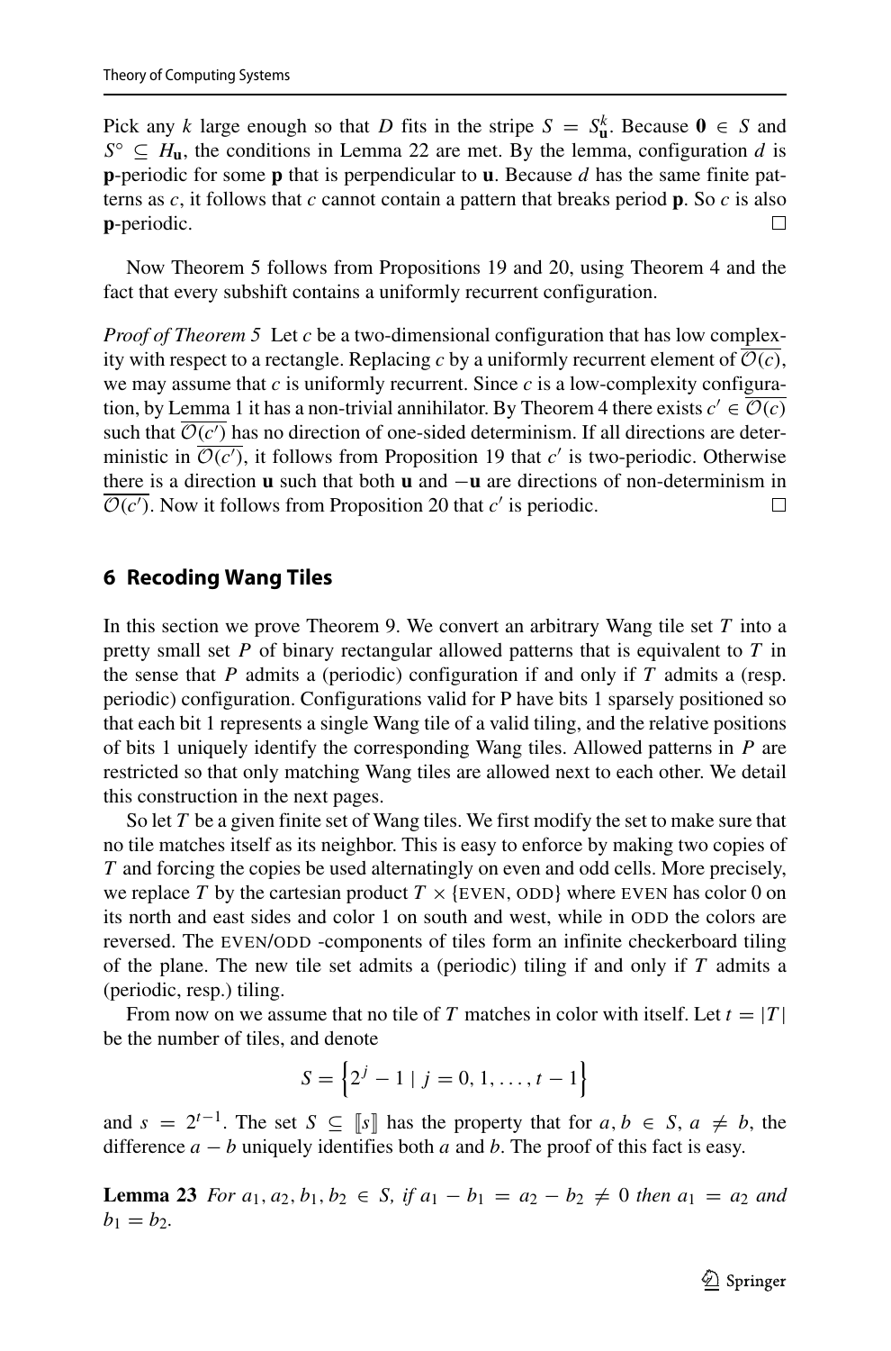Pick any $k$ large enough so that $D$ fits in the stripe $S = S^k_{\mathbf{u}}$. Because $\mathbf{0} \in S$ and $S^\circ \subseteq H_{\mathbf{u}}$, the conditions in Lemma 22 are met. By the lemma, configuration $d$ is $\mathbf{p}$-periodic for some $\mathbf{p}$ that is perpendicular to $\mathbf{u}$. Because $d$ has the same finite patterns as $c$, it follows that $c$ cannot contain a pattern that breaks period $\mathbf{p}$. So $c$ is also $\mathbf{p}$-periodic. □

Now Theorem 5 follows from Propositions 19 and 20, using Theorem 4 and the fact that every subshift contains a uniformly recurrent configuration.

*Proof of Theorem 5* Let $c$ be a two-dimensional configuration that has low complexity with respect to a rectangle. Replacing $c$ by a uniformly recurrent element of $\overline{\mathcal{O}(c)}$, we may assume that $c$ is uniformly recurrent. Since $c$ is a low-complexity configuration, by Lemma 1 it has a non-trivial annihilator. By Theorem 4 there exists $c' \in \overline{\mathcal{O}(c)}$ such that $\overline{\mathcal{O}(c')}$ has no direction of one-sided determinism. If all directions are deterministic in $\overline{\mathcal{O}(c')}$, it follows from Proposition 19 that $c'$ is two-periodic. Otherwise there is a direction $\mathbf{u}$ such that both $\mathbf{u}$ and $-\mathbf{u}$ are directions of non-determinism in $\overline{\mathcal{O}(c')}$. Now it follows from Proposition 20 that $c'$ is periodic. □

## 6 Recoding Wang Tiles

In this section we prove Theorem 9. We convert an arbitrary Wang tile set $T$ into a pretty small set $P$ of binary rectangular allowed patterns that is equivalent to $T$ in the sense that $P$ admits a (periodic) configuration if and only if $T$ admits a (resp. periodic) configuration. Configurations valid for P have bits 1 sparsely positioned so that each bit 1 represents a single Wang tile of a valid tiling, and the relative positions of bits 1 uniquely identify the corresponding Wang tiles. Allowed patterns in $P$ are restricted so that only matching Wang tiles are allowed next to each other. We detail this construction in the next pages.

So let $T$ be a given finite set of Wang tiles. We first modify the set to make sure that no tile matches itself as its neighbor. This is easy to enforce by making two copies of $T$ and forcing the copies be used alternatingly on even and odd cells. More precisely, we replace $T$ by the cartesian product $T \times \{\text{EVEN}, \text{ODD}\}$ where EVEN has color 0 on its north and east sides and color 1 on south and west, while in ODD the colors are reversed. The EVEN/ODD -components of tiles form an infinite checkerboard tiling of the plane. The new tile set admits a (periodic) tiling if and only if $T$ admits a (periodic, resp.) tiling.

From now on we assume that no tile of $T$ matches in color with itself. Let $t = |T|$ be the number of tiles, and denote

$$S = \left\{2^j - 1 \mid j = 0, 1, \ldots, t-1\right\}$$

and $s = 2^{t-1}$. The set $S \subseteq [\![s]\!]$ has the property that for $a, b \in S$, $a \neq b$, the difference $a - b$ uniquely identifies both $a$ and $b$. The proof of this fact is easy.

**Lemma 23** *For $a_1, a_2, b_1, b_2 \in S$, if $a_1 - b_1 = a_2 - b_2 \neq 0$ then $a_1 = a_2$ and $b_1 = b_2$.*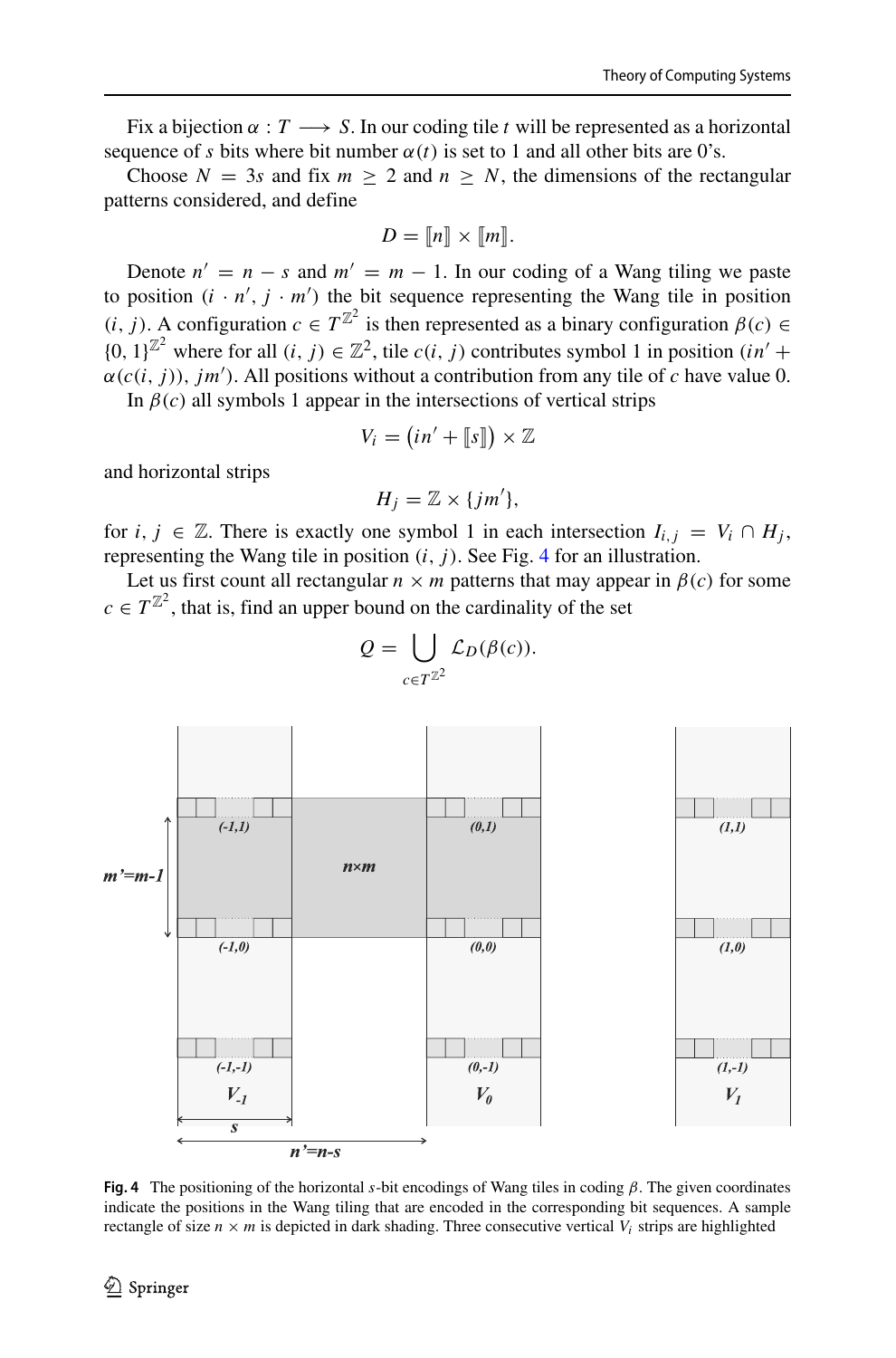Fix a bijection $\alpha : T \longrightarrow S$. In our coding tile $t$ will be represented as a horizontal sequence of $s$ bits where bit number $\alpha(t)$ is set to 1 and all other bits are 0's.

Choose $N = 3s$ and fix $m \geq 2$ and $n \geq N$, the dimensions of the rectangular patterns considered, and define

$$D = [\![n]\!] \times [\![m]\!].$$

Denote $n' = n - s$ and $m' = m - 1$. In our coding of a Wang tiling we paste to position $(i \cdot n', j \cdot m')$ the bit sequence representing the Wang tile in position $(i, j)$. A configuration $c \in T^{\mathbb{Z}^2}$ is then represented as a binary configuration $\beta(c) \in \{0, 1\}^{\mathbb{Z}^2}$ where for all $(i, j) \in \mathbb{Z}^2$, tile $c(i, j)$ contributes symbol 1 in position $(in' + \alpha(c(i, j)), jm')$. All positions without a contribution from any tile of $c$ have value 0.

In $\beta(c)$ all symbols 1 appear in the intersections of vertical strips

$$V_i = \left(in' + [\![s]\!]\right) \times \mathbb{Z}$$

and horizontal strips

$$H_j = \mathbb{Z} \times \{jm'\},$$

for $i, j \in \mathbb{Z}$. There is exactly one symbol 1 in each intersection $I_{i,j} = V_i \cap H_j$, representing the Wang tile in position $(i, j)$. See Fig. 4 for an illustration.

Let us first count all rectangular $n \times m$ patterns that may appear in $\beta(c)$ for some $c \in T^{\mathbb{Z}^2}$, that is, find an upper bound on the cardinality of the set

$$Q = \bigcup_{c \in T^{\mathbb{Z}^2}} \mathcal{L}_D(\beta(c)).$$

**Fig. 4** The positioning of the horizontal $s$-bit encodings of Wang tiles in coding $\beta$. The given coordinates indicate the positions in the Wang tiling that are encoded in the corresponding bit sequences. A sample rectangle of size $n \times m$ is depicted in dark shading. Three consecutive vertical $V_i$ strips are highlighted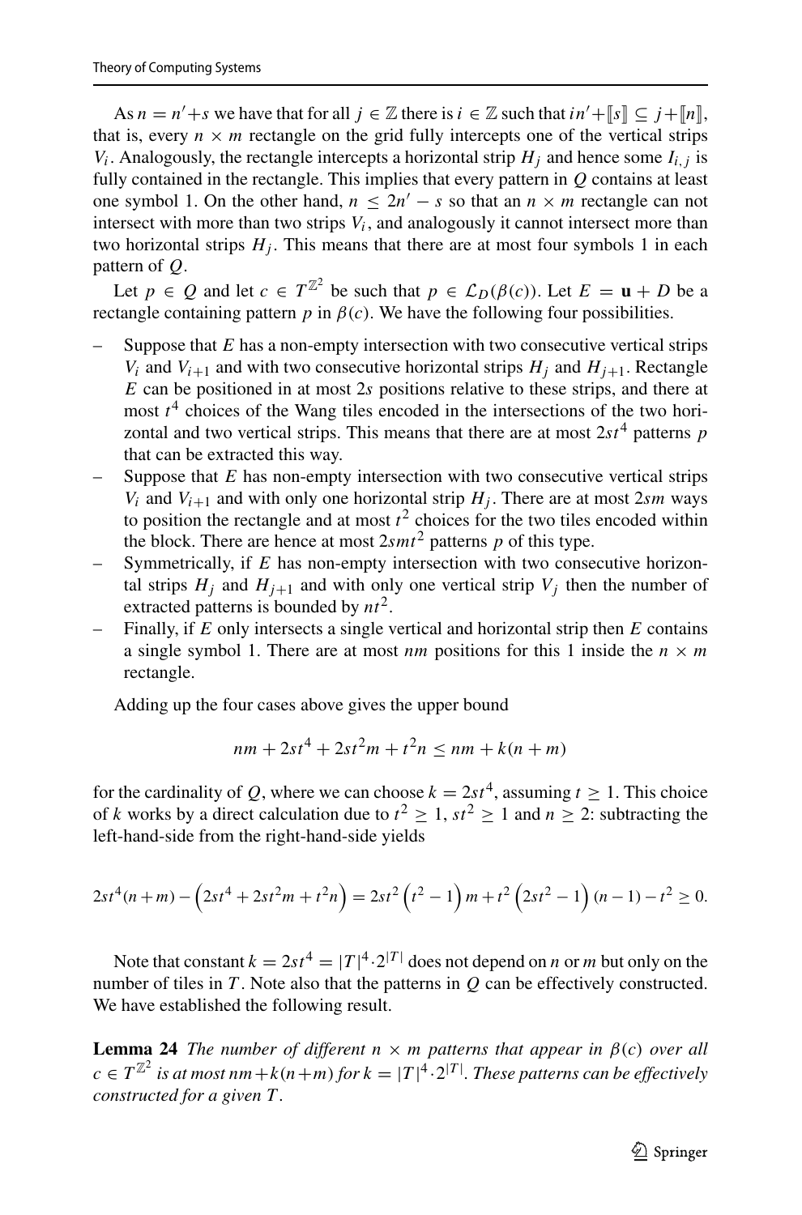As $n = n' + s$ we have that for all $j \in \mathbb{Z}$ there is $i \in \mathbb{Z}$ such that $in' + [\![s]\!] \subseteq j + [\![n]\!]$, that is, every $n \times m$ rectangle on the grid fully intercepts one of the vertical strips $V_i$. Analogously, the rectangle intercepts a horizontal strip $H_j$ and hence some $I_{i,j}$ is fully contained in the rectangle. This implies that every pattern in $Q$ contains at least one symbol 1. On the other hand, $n \leq 2n' - s$ so that an $n \times m$ rectangle can not intersect with more than two strips $V_i$, and analogously it cannot intersect more than two horizontal strips $H_j$. This means that there are at most four symbols 1 in each pattern of $Q$.

Let $p \in Q$ and let $c \in T^{\mathbb{Z}^2}$ be such that $p \in \mathcal{L}_D(\beta(c))$. Let $E = \mathbf{u} + D$ be a rectangle containing pattern $p$ in $\beta(c)$. We have the following four possibilities.

- Suppose that $E$ has a non-empty intersection with two consecutive vertical strips $V_i$ and $V_{i+1}$ and with two consecutive horizontal strips $H_j$ and $H_{j+1}$. Rectangle $E$ can be positioned in at most $2s$ positions relative to these strips, and there at most $t^4$ choices of the Wang tiles encoded in the intersections of the two horizontal and two vertical strips. This means that there are at most $2st^4$ patterns $p$ that can be extracted this way.
- Suppose that $E$ has non-empty intersection with two consecutive vertical strips $V_i$ and $V_{i+1}$ and with only one horizontal strip $H_j$. There are at most $2sm$ ways to position the rectangle and at most $t^2$ choices for the two tiles encoded within the block. There are hence at most $2smt^2$ patterns $p$ of this type.
- Symmetrically, if $E$ has non-empty intersection with two consecutive horizontal strips $H_j$ and $H_{j+1}$ and with only one vertical strip $V_j$ then the number of extracted patterns is bounded by $nt^2$.
- Finally, if $E$ only intersects a single vertical and horizontal strip then $E$ contains a single symbol 1. There are at most $nm$ positions for this 1 inside the $n \times m$ rectangle.

Adding up the four cases above gives the upper bound

$$nm + 2st^4 + 2st^2m + t^2n \leq nm + k(n+m)$$

for the cardinality of $Q$, where we can choose $k = 2st^4$, assuming $t \geq 1$. This choice of $k$ works by a direct calculation due to $t^2 \geq 1$, $st^2 \geq 1$ and $n \geq 2$: subtracting the left-hand-side from the right-hand-side yields

$$2st^4(n+m) - \left(2st^4 + 2st^2m + t^2n\right) = 2st^2\left(t^2 - 1\right)m + t^2\left(2st^2 - 1\right)(n-1) - t^2 \geq 0.$$

Note that constant $k = 2st^4 = |T|^4 \cdot 2^{|T|}$ does not depend on $n$ or $m$ but only on the number of tiles in $T$. Note also that the patterns in $Q$ can be effectively constructed. We have established the following result.

**Lemma 24** *The number of different $n \times m$ patterns that appear in $\beta(c)$ over all $c \in T^{\mathbb{Z}^2}$ is at most $nm + k(n+m)$ for $k = |T|^4 \cdot 2^{|T|}$. These patterns can be effectively constructed for a given $T$.*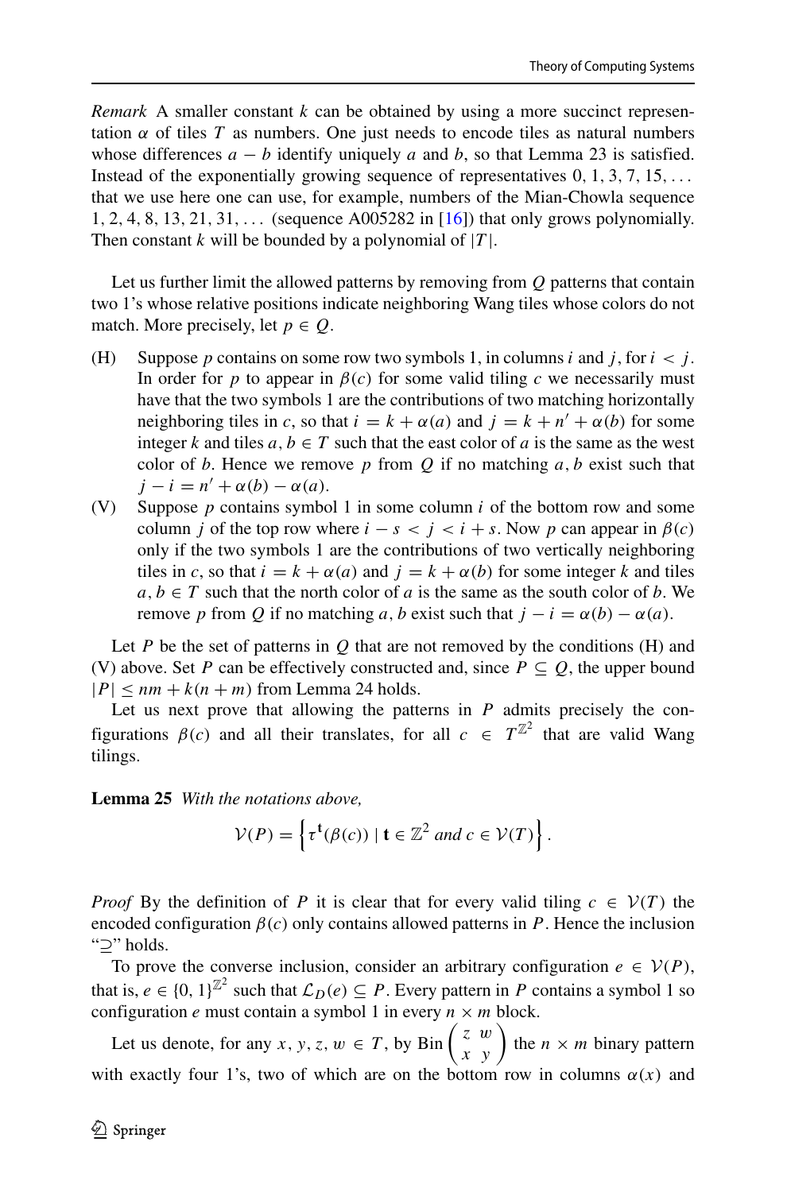*Remark* A smaller constant $k$ can be obtained by using a more succinct representation $\alpha$ of tiles $T$ as numbers. One just needs to encode tiles as natural numbers whose differences $a - b$ identify uniquely $a$ and $b$, so that Lemma 23 is satisfied. Instead of the exponentially growing sequence of representatives $0, 1, 3, 7, 15, \ldots$ that we use here one can use, for example, numbers of the Mian-Chowla sequence $1, 2, 4, 8, 13, 21, 31, \ldots$ (sequence A005282 in [16]) that only grows polynomially. Then constant $k$ will be bounded by a polynomial of $|T|$.

Let us further limit the allowed patterns by removing from $Q$ patterns that contain two 1's whose relative positions indicate neighboring Wang tiles whose colors do not match. More precisely, let $p \in Q$.

(H) Suppose $p$ contains on some row two symbols 1, in columns $i$ and $j$, for $i < j$. In order for $p$ to appear in $\beta(c)$ for some valid tiling $c$ we necessarily must have that the two symbols 1 are the contributions of two matching horizontally neighboring tiles in $c$, so that $i = k + \alpha(a)$ and $j = k + n' + \alpha(b)$ for some integer $k$ and tiles $a, b \in T$ such that the east color of $a$ is the same as the west color of $b$. Hence we remove $p$ from $Q$ if no matching $a, b$ exist such that $j - i = n' + \alpha(b) - \alpha(a)$.

(V) Suppose $p$ contains symbol 1 in some column $i$ of the bottom row and some column $j$ of the top row where $i - s < j < i + s$. Now $p$ can appear in $\beta(c)$ only if the two symbols 1 are the contributions of two vertically neighboring tiles in $c$, so that $i = k + \alpha(a)$ and $j = k + \alpha(b)$ for some integer $k$ and tiles $a, b \in T$ such that the north color of $a$ is the same as the south color of $b$. We remove $p$ from $Q$ if no matching $a, b$ exist such that $j - i = \alpha(b) - \alpha(a)$.

Let $P$ be the set of patterns in $Q$ that are not removed by the conditions (H) and (V) above. Set $P$ can be effectively constructed and, since $P \subseteq Q$, the upper bound $|P| \leq nm + k(n + m)$ from Lemma 24 holds.

Let us next prove that allowing the patterns in $P$ admits precisely the configurations $\beta(c)$ and all their translates, for all $c \in T^{\mathbb{Z}^2}$ that are valid Wang tilings.

**Lemma 25** *With the notations above,*

$$\mathcal{V}(P) = \left\{ \tau^{\mathbf{t}}(\beta(c)) \mid \mathbf{t} \in \mathbb{Z}^2 \text{ and } c \in \mathcal{V}(T) \right\}.$$

*Proof* By the definition of $P$ it is clear that for every valid tiling $c \in \mathcal{V}(T)$ the encoded configuration $\beta(c)$ only contains allowed patterns in $P$. Hence the inclusion "$\supseteq$" holds.

To prove the converse inclusion, consider an arbitrary configuration $e \in \mathcal{V}(P)$, that is, $e \in \{0, 1\}^{\mathbb{Z}^2}$ such that $\mathcal{L}_D(e) \subseteq P$. Every pattern in $P$ contains a symbol 1 so configuration $e$ must contain a symbol 1 in every $n \times m$ block.

Let us denote, for any $x, y, z, w \in T$, by $\text{Bin}\begin{pmatrix} z & w \\ x & y \end{pmatrix}$ the $n \times m$ binary pattern with exactly four 1's, two of which are on the bottom row in columns $\alpha(x)$ and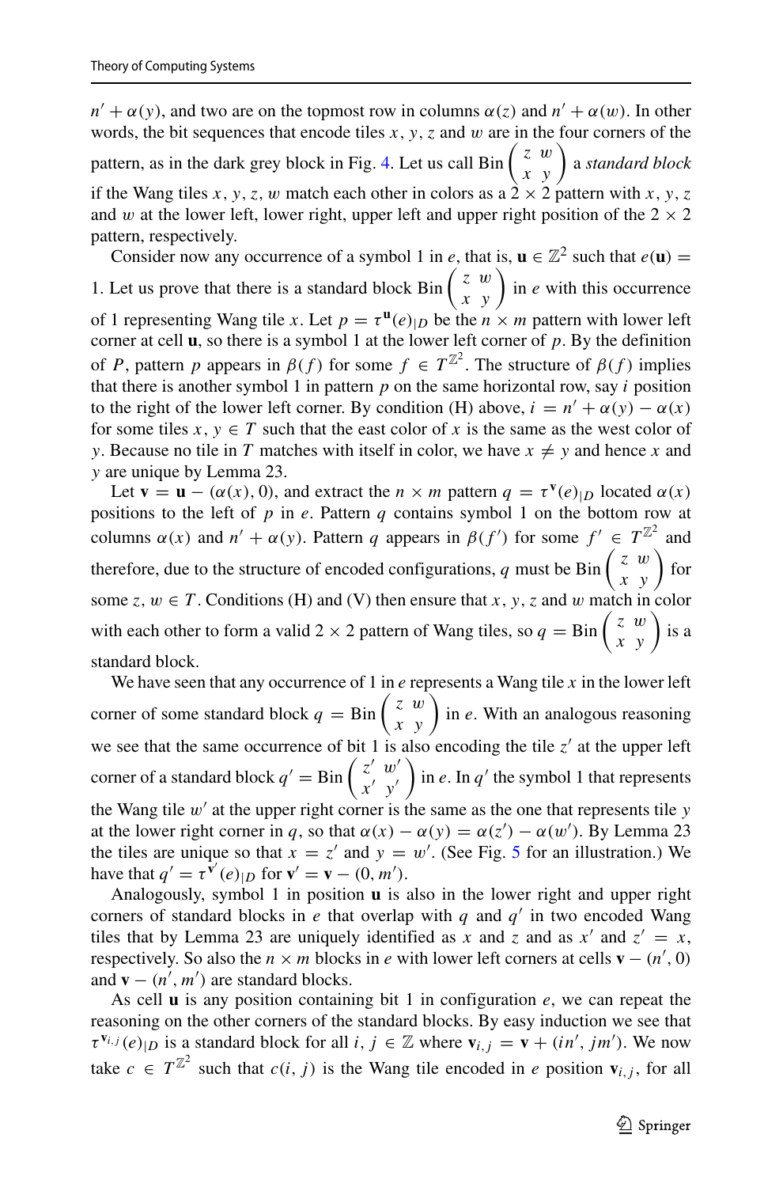$n' + \alpha(y)$, and two are on the topmost row in columns $\alpha(z)$ and $n' + \alpha(w)$. In other words, the bit sequences that encode tiles $x$, $y$, $z$ and $w$ are in the four corners of the pattern, as in the dark grey block in Fig. 4. Let us call $\text{Bin}\begin{pmatrix} z & w \\ x & y \end{pmatrix}$ a *standard block* if the Wang tiles $x, y, z, w$ match each other in colors as a $2 \times 2$ pattern with $x$, $y$, $z$ and $w$ at the lower left, lower right, upper left and upper right position of the $2 \times 2$ pattern, respectively.

Consider now any occurrence of a symbol 1 in $e$, that is, $\mathbf{u} \in \mathbb{Z}^2$ such that $e(\mathbf{u}) = 1$. Let us prove that there is a standard block $\text{Bin}\begin{pmatrix} z & w \\ x & y \end{pmatrix}$ in $e$ with this occurrence of 1 representing Wang tile $x$. Let $p = \tau^{\mathbf{u}}(e)_{|D}$ be the $n \times m$ pattern with lower left corner at cell $\mathbf{u}$, so there is a symbol 1 at the lower left corner of $p$. By the definition of $P$, pattern $p$ appears in $\beta(f)$ for some $f \in T^{\mathbb{Z}^2}$. The structure of $\beta(f)$ implies that there is another symbol 1 in pattern $p$ on the same horizontal row, say $i$ position to the right of the lower left corner. By condition (H) above, $i = n' + \alpha(y) - \alpha(x)$ for some tiles $x, y \in T$ such that the east color of $x$ is the same as the west color of $y$. Because no tile in $T$ matches with itself in color, we have $x \neq y$ and hence $x$ and $y$ are unique by Lemma 23.

Let $\mathbf{v} = \mathbf{u} - (\alpha(x), 0)$, and extract the $n \times m$ pattern $q = \tau^{\mathbf{v}}(e)_{|D}$ located $\alpha(x)$ positions to the left of $p$ in $e$. Pattern $q$ contains symbol 1 on the bottom row at columns $\alpha(x)$ and $n' + \alpha(y)$. Pattern $q$ appears in $\beta(f')$ for some $f' \in T^{\mathbb{Z}^2}$ and therefore, due to the structure of encoded configurations, $q$ must be $\text{Bin}\begin{pmatrix} z & w \\ x & y \end{pmatrix}$ for some $z, w \in T$. Conditions (H) and (V) then ensure that $x$, $y$, $z$ and $w$ match in color with each other to form a valid $2 \times 2$ pattern of Wang tiles, so $q = \text{Bin}\begin{pmatrix} z & w \\ x & y \end{pmatrix}$ is a standard block.

We have seen that any occurrence of 1 in $e$ represents a Wang tile $x$ in the lower left corner of some standard block $q = \text{Bin}\begin{pmatrix} z & w \\ x & y \end{pmatrix}$ in $e$. With an analogous reasoning we see that the same occurrence of bit 1 is also encoding the tile $z'$ at the upper left corner of a standard block $q' = \text{Bin}\begin{pmatrix} z' & w' \\ x' & y' \end{pmatrix}$ in $e$. In $q'$ the symbol 1 that represents the Wang tile $w'$ at the upper right corner is the same as the one that represents tile $y$ at the lower right corner in $q$, so that $\alpha(x) - \alpha(y) = \alpha(z') - \alpha(w')$. By Lemma 23 the tiles are unique so that $x = z'$ and $y = w'$. (See Fig. 5 for an illustration.) We have that $q' = \tau^{\mathbf{v}'}(e)_{|D}$ for $\mathbf{v}' = \mathbf{v} - (0, m')$.

Analogously, symbol 1 in position $\mathbf{u}$ is also in the lower right and upper right corners of standard blocks in $e$ that overlap with $q$ and $q'$ in two encoded Wang tiles that by Lemma 23 are uniquely identified as $x$ and $z$ and as $x'$ and $z' = x$, respectively. So also the $n \times m$ blocks in $e$ with lower left corners at cells $\mathbf{v} - (n', 0)$ and $\mathbf{v} - (n', m')$ are standard blocks.

As cell $\mathbf{u}$ is any position containing bit 1 in configuration $e$, we can repeat the reasoning on the other corners of the standard blocks. By easy induction we see that $\tau^{\mathbf{v}_{i,j}}(e)_{|D}$ is a standard block for all $i, j \in \mathbb{Z}$ where $\mathbf{v}_{i,j} = \mathbf{v} + (in', jm')$. We now take $c \in T^{\mathbb{Z}^2}$ such that $c(i, j)$ is the Wang tile encoded in $e$ position $\mathbf{v}_{i,j}$, for all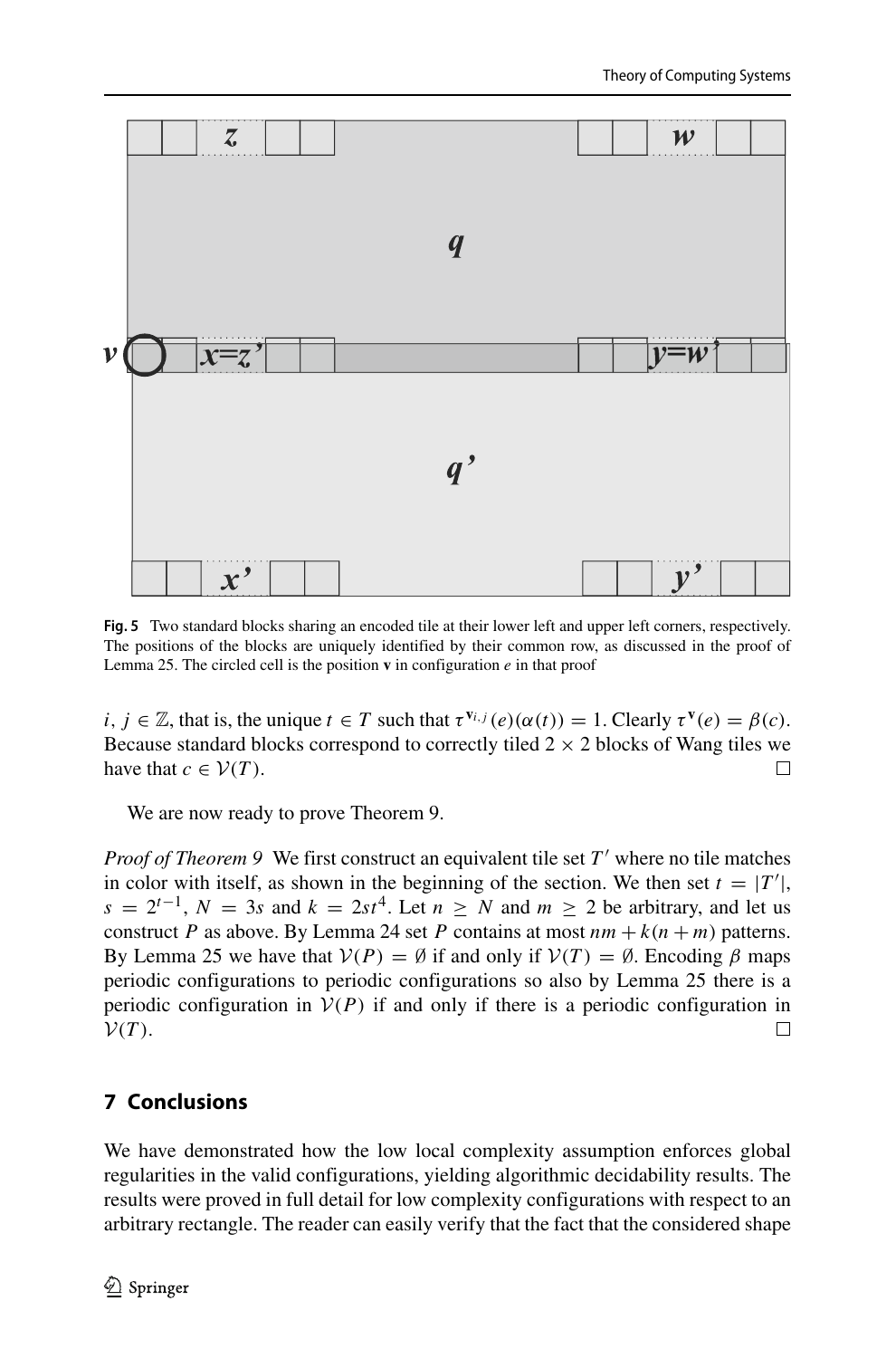**Fig. 5** Two standard blocks sharing an encoded tile at their lower left and upper left corners, respectively. The positions of the blocks are uniquely identified by their common row, as discussed in the proof of Lemma 25. The circled cell is the position $\mathbf{v}$ in configuration $e$ in that proof

$i, j \in \mathbb{Z}$, that is, the unique $t \in T$ such that $\tau^{\mathbf{v}_{i,j}}(e)(\alpha(t)) = 1$. Clearly $\tau^{\mathbf{v}}(e) = \beta(c)$. Because standard blocks correspond to correctly tiled $2 \times 2$ blocks of Wang tiles we have that $c \in \mathcal{V}(T)$. □

We are now ready to prove Theorem 9.

*Proof of Theorem 9* We first construct an equivalent tile set $T'$ where no tile matches in color with itself, as shown in the beginning of the section. We then set $t = |T'|$, $s = 2^{t-1}$, $N = 3s$ and $k = 2st^4$. Let $n \geq N$ and $m \geq 2$ be arbitrary, and let us construct $P$ as above. By Lemma 24 set $P$ contains at most $nm + k(n + m)$ patterns. By Lemma 25 we have that $\mathcal{V}(P) = \emptyset$ if and only if $\mathcal{V}(T) = \emptyset$. Encoding $\beta$ maps periodic configurations to periodic configurations so also by Lemma 25 there is a periodic configuration in $\mathcal{V}(P)$ if and only if there is a periodic configuration in $\mathcal{V}(T)$. □

## 7 Conclusions

We have demonstrated how the low local complexity assumption enforces global regularities in the valid configurations, yielding algorithmic decidability results. The results were proved in full detail for low complexity configurations with respect to an arbitrary rectangle. The reader can easily verify that the fact that the considered shape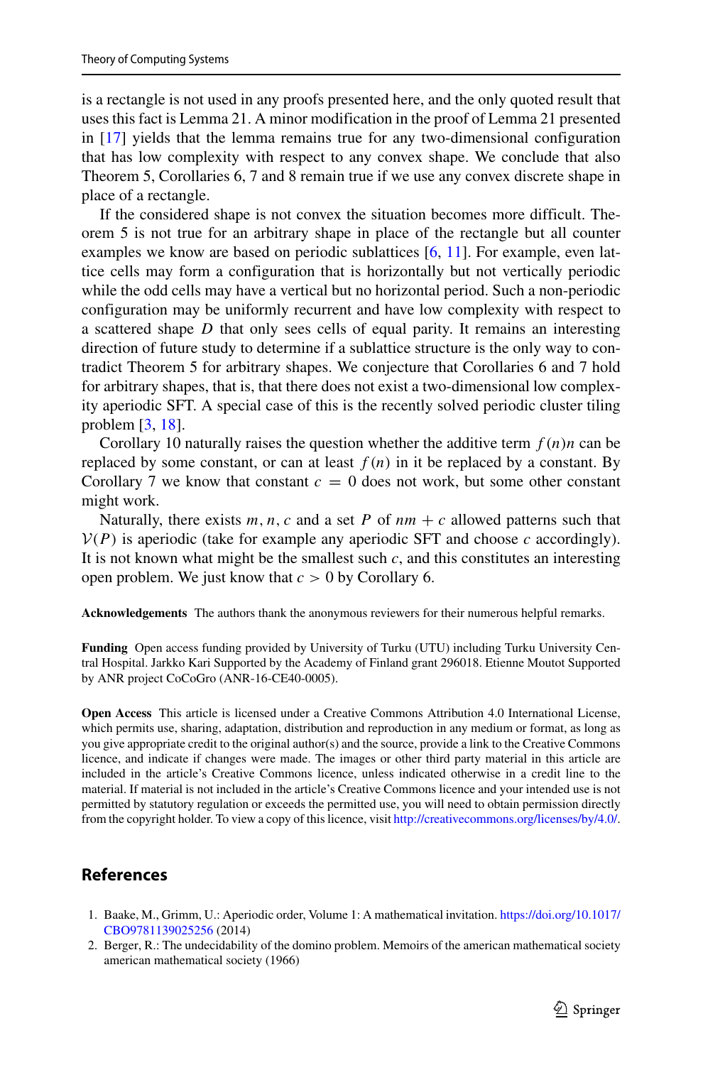is a rectangle is not used in any proofs presented here, and the only quoted result that uses this fact is Lemma 21. A minor modification in the proof of Lemma 21 presented in [17] yields that the lemma remains true for any two-dimensional configuration that has low complexity with respect to any convex shape. We conclude that also Theorem 5, Corollaries 6, 7 and 8 remain true if we use any convex discrete shape in place of a rectangle.

If the considered shape is not convex the situation becomes more difficult. Theorem 5 is not true for an arbitrary shape in place of the rectangle but all counter examples we know are based on periodic sublattices [6, 11]. For example, even lattice cells may form a configuration that is horizontally but not vertically periodic while the odd cells may have a vertical but no horizontal period. Such a non-periodic configuration may be uniformly recurrent and have low complexity with respect to a scattered shape $D$ that only sees cells of equal parity. It remains an interesting direction of future study to determine if a sublattice structure is the only way to contradict Theorem 5 for arbitrary shapes. We conjecture that Corollaries 6 and 7 hold for arbitrary shapes, that is, that there does not exist a two-dimensional low complexity aperiodic SFT. A special case of this is the recently solved periodic cluster tiling problem [3, 18].

Corollary 10 naturally raises the question whether the additive term $f(n)n$ can be replaced by some constant, or can at least $f(n)$ in it be replaced by a constant. By Corollary 7 we know that constant $c = 0$ does not work, but some other constant might work.

Naturally, there exists $m, n, c$ and a set $P$ of $nm + c$ allowed patterns such that $\mathcal{V}(P)$ is aperiodic (take for example any aperiodic SFT and choose $c$ accordingly). It is not known what might be the smallest such $c$, and this constitutes an interesting open problem. We just know that $c > 0$ by Corollary 6.

**Acknowledgements** The authors thank the anonymous reviewers for their numerous helpful remarks.

**Funding** Open access funding provided by University of Turku (UTU) including Turku University Central Hospital. Jarkko Kari Supported by the Academy of Finland grant 296018. Etienne Moutot Supported by ANR project CoCoGro (ANR-16-CE40-0005).

**Open Access** This article is licensed under a Creative Commons Attribution 4.0 International License, which permits use, sharing, adaptation, distribution and reproduction in any medium or format, as long as you give appropriate credit to the original author(s) and the source, provide a link to the Creative Commons licence, and indicate if changes were made. The images or other third party material in this article are included in the article's Creative Commons licence, unless indicated otherwise in a credit line to the material. If material is not included in the article's Creative Commons licence and your intended use is not permitted by statutory regulation or exceeds the permitted use, you will need to obtain permission directly from the copyright holder. To view a copy of this licence, visit http://creativecommons.org/licenses/by/4.0/.

## References

1. Baake, M., Grimm, U.: Aperiodic order, Volume 1: A mathematical invitation. https://doi.org/10.1017/CBO9781139025256 (2014)
2. Berger, R.: The undecidability of the domino problem. Memoirs of the american mathematical society american mathematical society (1966)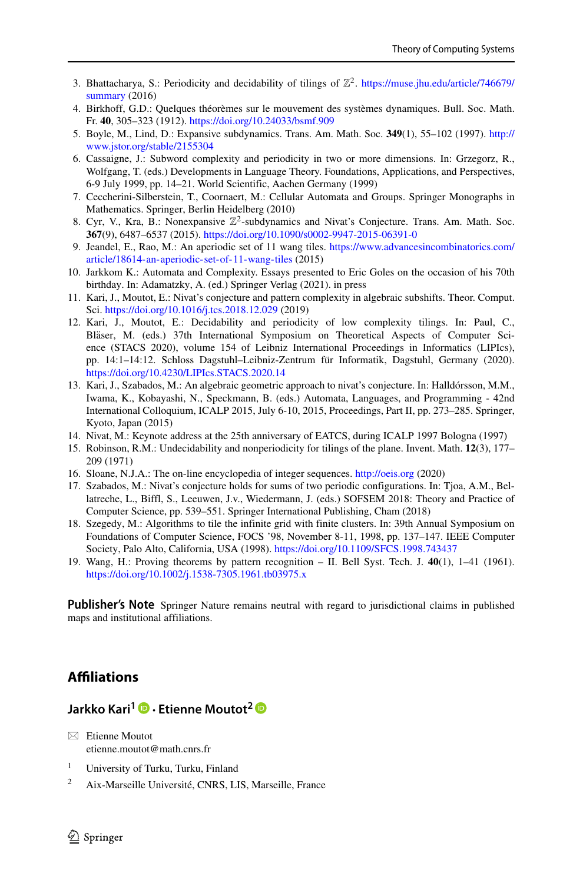3. Bhattacharya, S.: Periodicity and decidability of tilings of $\mathbb{Z}^2$. https://muse.jhu.edu/article/746679/summary (2016)
4. Birkhoff, G.D.: Quelques théorèmes sur le mouvement des systèmes dynamiques. Bull. Soc. Math. Fr. **40**, 305–323 (1912). https://doi.org/10.24033/bsmf.909
5. Boyle, M., Lind, D.: Expansive subdynamics. Trans. Am. Math. Soc. **349**(1), 55–102 (1997). http://www.jstor.org/stable/2155304
6. Cassaigne, J.: Subword complexity and periodicity in two or more dimensions. In: Grzegorz, R., Wolfgang, T. (eds.) Developments in Language Theory. Foundations, Applications, and Perspectives, 6-9 July 1999, pp. 14–21. World Scientific, Aachen Germany (1999)
7. Ceccherini-Silberstein, T., Coornaert, M.: Cellular Automata and Groups. Springer Monographs in Mathematics. Springer, Berlin Heidelberg (2010)
8. Cyr, V., Kra, B.: Nonexpansive $\mathbb{Z}^2$-subdynamics and Nivat's Conjecture. Trans. Am. Math. Soc. **367**(9), 6487–6537 (2015). https://doi.org/10.1090/s0002-9947-2015-06391-0
9. Jeandel, E., Rao, M.: An aperiodic set of 11 wang tiles. https://www.advancesincombinatorics.com/article/18614-an-aperiodic-set-of-11-wang-tiles (2015)
10. Jarkkom K.: Automata and Complexity. Essays presented to Eric Goles on the occasion of his 70th birthday. In: Adamatzky, A. (ed.) Springer Verlag (2021). in press
11. Kari, J., Moutot, E.: Nivat's conjecture and pattern complexity in algebraic subshifts. Theor. Comput. Sci. https://doi.org/10.1016/j.tcs.2018.12.029 (2019)
12. Kari, J., Moutot, E.: Decidability and periodicity of low complexity tilings. In: Paul, C., Bläser, M. (eds.) 37th International Symposium on Theoretical Aspects of Computer Science (STACS 2020), volume 154 of Leibniz International Proceedings in Informatics (LIPIcs), pp. 14:1–14:12. Schloss Dagstuhl–Leibniz-Zentrum für Informatik, Dagstuhl, Germany (2020). https://doi.org/10.4230/LIPIcs.STACS.2020.14
13. Kari, J., Szabados, M.: An algebraic geometric approach to nivat's conjecture. In: Halldórsson, M.M., Iwama, K., Kobayashi, N., Speckmann, B. (eds.) Automata, Languages, and Programming - 42nd International Colloquium, ICALP 2015, July 6-10, 2015, Proceedings, Part II, pp. 273–285. Springer, Kyoto, Japan (2015)
14. Nivat, M.: Keynote address at the 25th anniversary of EATCS, during ICALP 1997 Bologna (1997)
15. Robinson, R.M.: Undecidability and nonperiodicity for tilings of the plane. Invent. Math. **12**(3), 177–209 (1971)
16. Sloane, N.J.A.: The on-line encyclopedia of integer sequences. http://oeis.org (2020)
17. Szabados, M.: Nivat's conjecture holds for sums of two periodic configurations. In: Tjoa, A.M., Bellatreche, L., Biffl, S., Leeuwen, J.v., Wiedermann, J. (eds.) SOFSEM 2018: Theory and Practice of Computer Science, pp. 539–551. Springer International Publishing, Cham (2018)
18. Szegedy, M.: Algorithms to tile the infinite grid with finite clusters. In: 39th Annual Symposium on Foundations of Computer Science, FOCS '98, November 8-11, 1998, pp. 137–147. IEEE Computer Society, Palo Alto, California, USA (1998). https://doi.org/10.1109/SFCS.1998.743437
19. Wang, H.: Proving theorems by pattern recognition – II. Bell Syst. Tech. J. **40**(1), 1–41 (1961). https://doi.org/10.1002/j.1538-7305.1961.tb03975.x

**Publisher's Note** Springer Nature remains neutral with regard to jurisdictional claims in published maps and institutional affiliations.

## Affiliations

### Jarkko Kari[1] · Etienne Moutot[2]

✉ Etienne Moutot
etienne.moutot@math.cnrs.fr

[1] University of Turku, Turku, Finland

[2] Aix-Marseille Université, CNRS, LIS, Marseille, France